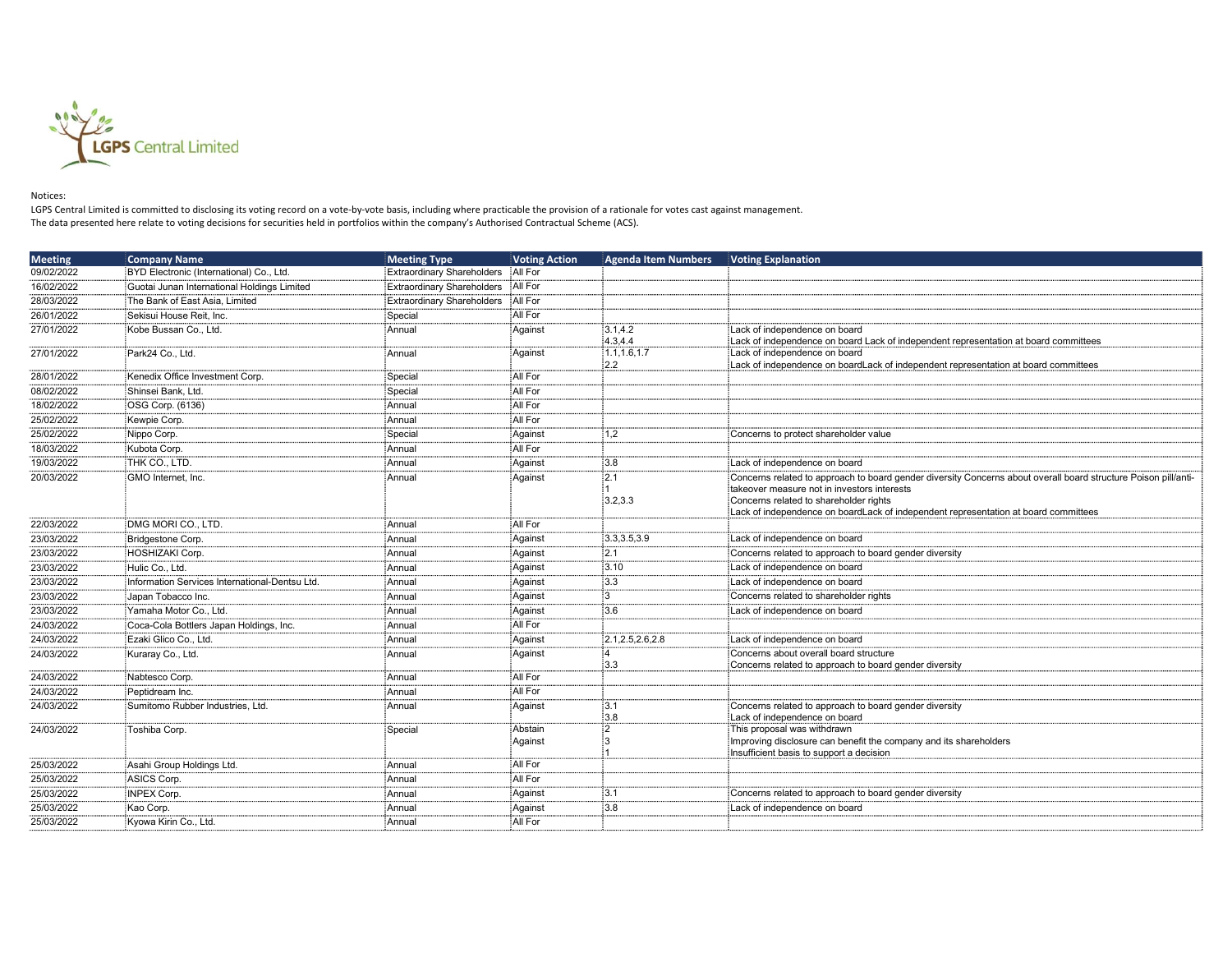LGPS Central Limited

Notices:

LGPS Central Limited is committed to disclosing its voting record on a vote-by-vote basis, including where practicable the provision of a rationale for votes cast against management.
The data presented here relate to voting decisions for securities held in portfolios within the company's Authorised Contractual Scheme (ACS).

| Meeting | Company Name | Meeting Type | Voting Action | Agenda Item Numbers | Voting Explanation |
|---|---|---|---|---|---|
| 09/02/2022 | BYD Electronic (International) Co., Ltd. | Extraordinary Shareholders | All For | | |
| 16/02/2022 | Guotai Junan International Holdings Limited | Extraordinary Shareholders | All For | | |
| 28/03/2022 | The Bank of East Asia, Limited | Extraordinary Shareholders | All For | | |
| 26/01/2022 | Sekisui House Reit, Inc. | Special | All For | | |
| 27/01/2022 | Kobe Bussan Co., Ltd. | Annual | Against | 3.1,4.2<br>4.3,4.4 | Lack of independence on board<br>Lack of independence on board Lack of independent representation at board committees |
| 27/01/2022 | Park24 Co., Ltd. | Annual | Against | 1.1,1.6,1.7<br>2.2 | Lack of independence on board<br>Lack of independence on boardLack of independent representation at board committees |
| 28/01/2022 | Kenedix Office Investment Corp. | Special | All For | | |
| 08/02/2022 | Shinsei Bank, Ltd. | Special | All For | | |
| 18/02/2022 | OSG Corp. (6136) | Annual | All For | | |
| 25/02/2022 | Kewpie Corp. | Annual | All For | | |
| 25/02/2022 | Nippo Corp. | Special | Against | 1,2 | Concerns to protect shareholder value |
| 18/03/2022 | Kubota Corp. | Annual | All For | | |
| 19/03/2022 | THK CO., LTD. | Annual | Against | 3.8 | Lack of independence on board |
| 20/03/2022 | GMO Internet, Inc. | Annual | Against | 2.1<br>1<br>3.2,3.3 | Concerns related to approach to board gender diversity Concerns about overall board structure Poison pill/anti-takeover measure not in investors interests<br>Concerns related to shareholder rights<br>Lack of independence on boardLack of independent representation at board committees |
| 22/03/2022 | DMG MORI CO., LTD. | Annual | All For | | |
| 23/03/2022 | Bridgestone Corp. | Annual | Against | 3.3,3.5,3.9 | Lack of independence on board |
| 23/03/2022 | HOSHIZAKI Corp. | Annual | Against | 2.1 | Concerns related to approach to board gender diversity |
| 23/03/2022 | Hulic Co., Ltd. | Annual | Against | 3.10 | Lack of independence on board |
| 23/03/2022 | Information Services International-Dentsu Ltd. | Annual | Against | 3.3 | Lack of independence on board |
| 23/03/2022 | Japan Tobacco Inc. | Annual | Against | 3 | Concerns related to shareholder rights |
| 23/03/2022 | Yamaha Motor Co., Ltd. | Annual | Against | 3.6 | Lack of independence on board |
| 24/03/2022 | Coca-Cola Bottlers Japan Holdings, Inc. | Annual | All For | | |
| 24/03/2022 | Ezaki Glico Co., Ltd. | Annual | Against | 2.1,2.5,2.6,2.8 | Lack of independence on board |
| 24/03/2022 | Kuraray Co., Ltd. | Annual | Against | 4<br>3.3 | Concerns about overall board structure<br>Concerns related to approach to board gender diversity |
| 24/03/2022 | Nabtesco Corp. | Annual | All For | | |
| 24/03/2022 | Peptidream Inc. | Annual | All For | | |
| 24/03/2022 | Sumitomo Rubber Industries, Ltd. | Annual | Against | 3.1<br>3.8 | Concerns related to approach to board gender diversity<br>Lack of independence on board |
| 24/03/2022 | Toshiba Corp. | Special | Abstain<br>Against | 2<br>3<br>1 | This proposal was withdrawn<br>Improving disclosure can benefit the company and its shareholders<br>Insufficient basis to support a decision |
| 25/03/2022 | Asahi Group Holdings Ltd. | Annual | All For | | |
| 25/03/2022 | ASICS Corp. | Annual | All For | | |
| 25/03/2022 | INPEX Corp. | Annual | Against | 3.1 | Concerns related to approach to board gender diversity |
| 25/03/2022 | Kao Corp. | Annual | Against | 3.8 | Lack of independence on board |
| 25/03/2022 | Kyowa Kirin Co., Ltd. | Annual | All For | | |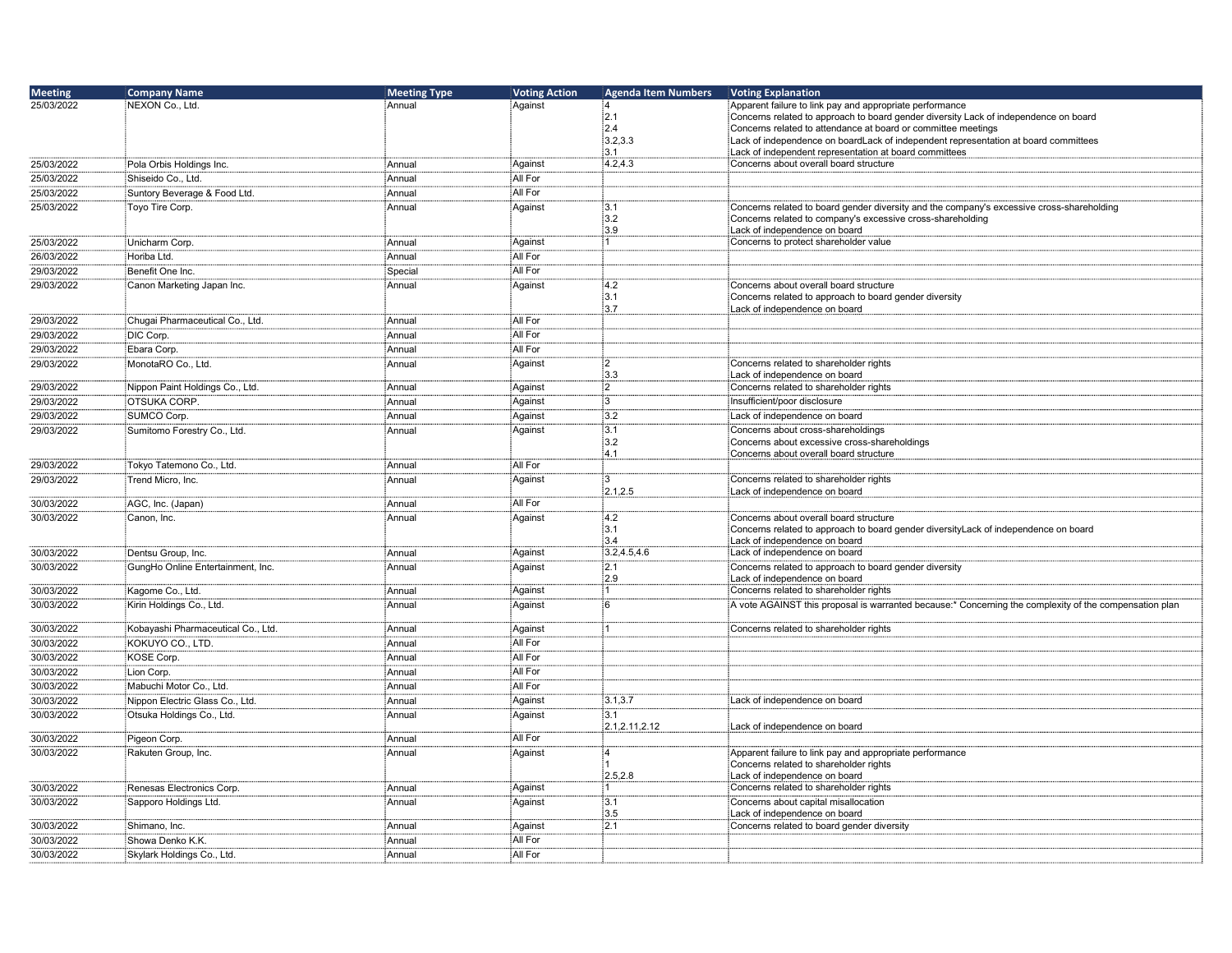| Meeting | Company Name | Meeting Type | Voting Action | Agenda Item Numbers | Voting Explanation |
|---|---|---|---|---|---|
| 25/03/2022 | NEXON Co., Ltd. | Annual | Against | 4<br>2.1<br>2.4<br>3.2,3.3<br>3.1 | Apparent failure to link pay and appropriate performance<br>Concerns related to approach to board gender diversity Lack of independence on board<br>Concerns related to attendance at board or committee meetings<br>Lack of independence on boardLack of independent representation at board committees<br>Lack of independent representation at board committees |
| 25/03/2022 | Pola Orbis Holdings Inc. | Annual | Against | 4.2,4.3 | Concerns about overall board structure |
| 25/03/2022 | Shiseido Co., Ltd. | Annual | All For | | |
| 25/03/2022 | Suntory Beverage & Food Ltd. | Annual | All For | | |
| 25/03/2022 | Toyo Tire Corp. | Annual | Against | 3.1<br>3.2<br>3.9 | Concerns related to board gender diversity and the company's excessive cross-shareholding<br>Concerns related to company's excessive cross-shareholding<br>Lack of independence on board |
| 25/03/2022 | Unicharm Corp. | Annual | Against | 1 | Concerns to protect shareholder value |
| 26/03/2022 | Horiba Ltd. | Annual | All For | | |
| 29/03/2022 | Benefit One Inc. | Special | All For | | |
| 29/03/2022 | Canon Marketing Japan Inc. | Annual | Against | 4.2<br>3.1<br>3.7 | Concerns about overall board structure<br>Concerns related to approach to board gender diversity<br>Lack of independence on board |
| 29/03/2022 | Chugai Pharmaceutical Co., Ltd. | Annual | All For | | |
| 29/03/2022 | DIC Corp. | Annual | All For | | |
| 29/03/2022 | Ebara Corp. | Annual | All For | | |
| 29/03/2022 | MonotaRO Co., Ltd. | Annual | Against | 2<br>3.3 | Concerns related to shareholder rights<br>Lack of independence on board |
| 29/03/2022 | Nippon Paint Holdings Co., Ltd. | Annual | Against | 2 | Concerns related to shareholder rights |
| 29/03/2022 | OTSUKA CORP. | Annual | Against | 3 | Insufficient/poor disclosure |
| 29/03/2022 | SUMCO Corp. | Annual | Against | 3.2 | Lack of independence on board |
| 29/03/2022 | Sumitomo Forestry Co., Ltd. | Annual | Against | 3.1<br>3.2<br>4.1 | Concerns about cross-shareholdings<br>Concerns about excessive cross-shareholdings<br>Concerns about overall board structure |
| 29/03/2022 | Tokyo Tatemono Co., Ltd. | Annual | All For | | |
| 29/03/2022 | Trend Micro, Inc. | Annual | Against | 3<br>2.1,2.5 | Concerns related to shareholder rights<br>Lack of independence on board |
| 30/03/2022 | AGC, Inc. (Japan) | Annual | All For | | |
| 30/03/2022 | Canon, Inc. | Annual | Against | 4.2<br>3.1<br>3.4 | Concerns about overall board structure<br>Concerns related to approach to board gender diversityLack of independence on board<br>Lack of independence on board |
| 30/03/2022 | Dentsu Group, Inc. | Annual | Against | 3.2,4.5,4.6 | Lack of independence on board |
| 30/03/2022 | GungHo Online Entertainment, Inc. | Annual | Against | 2.1<br>2.9 | Concerns related to approach to board gender diversity<br>Lack of independence on board |
| 30/03/2022 | Kagome Co., Ltd. | Annual | Against | 1 | Concerns related to shareholder rights |
| 30/03/2022 | Kirin Holdings Co., Ltd. | Annual | Against | 6 | A vote AGAINST this proposal is warranted because:* Concerning the complexity of the compensation plan |
| 30/03/2022 | Kobayashi Pharmaceutical Co., Ltd. | Annual | Against | 1 | Concerns related to shareholder rights |
| 30/03/2022 | KOKUYO CO., LTD. | Annual | All For | | |
| 30/03/2022 | KOSE Corp. | Annual | All For | | |
| 30/03/2022 | Lion Corp. | Annual | All For | | |
| 30/03/2022 | Mabuchi Motor Co., Ltd. | Annual | All For | | |
| 30/03/2022 | Nippon Electric Glass Co., Ltd. | Annual | Against | 3.1,3.7 | Lack of independence on board |
| 30/03/2022 | Otsuka Holdings Co., Ltd. | Annual | Against | 3.1<br>2.1,2.11,2.12 | Lack of independence on board |
| 30/03/2022 | Pigeon Corp. | Annual | All For | | |
| 30/03/2022 | Rakuten Group, Inc. | Annual | Against | 4<br>1<br>2.5,2.8 | Apparent failure to link pay and appropriate performance<br>Concerns related to shareholder rights<br>Lack of independence on board |
| 30/03/2022 | Renesas Electronics Corp. | Annual | Against | 1 | Concerns related to shareholder rights |
| 30/03/2022 | Sapporo Holdings Ltd. | Annual | Against | 3.1<br>3.5 | Concerns about capital misallocation<br>Lack of independence on board |
| 30/03/2022 | Shimano, Inc. | Annual | Against | 2.1 | Concerns related to board gender diversity |
| 30/03/2022 | Showa Denko K.K. | Annual | All For | | |
| 30/03/2022 | Skylark Holdings Co., Ltd. | Annual | All For | | |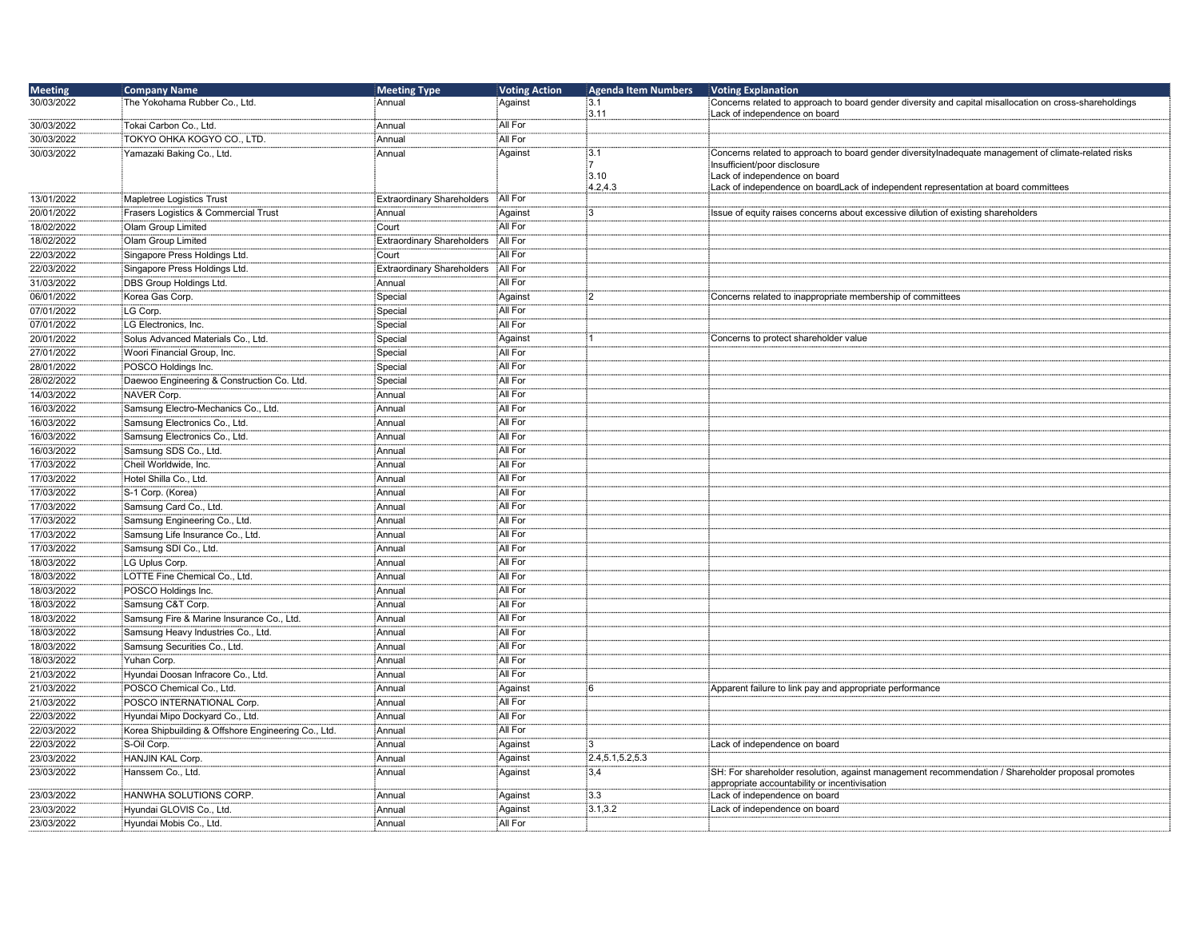| Meeting | Company Name | Meeting Type | Voting Action | Agenda Item Numbers | Voting Explanation |
|---|---|---|---|---|---|
| 30/03/2022 | The Yokohama Rubber Co., Ltd. | Annual | Against | 3.1<br>3.11 | Concerns related to approach to board gender diversity and capital misallocation on cross-shareholdings<br>Lack of independence on board |
| 30/03/2022 | Tokai Carbon Co., Ltd. | Annual | All For | | |
| 30/03/2022 | TOKYO OHKA KOGYO CO., LTD. | Annual | All For | | |
| 30/03/2022 | Yamazaki Baking Co., Ltd. | Annual | Against | 3.1<br>7<br>3.10<br>4.2,4.3 | Concerns related to approach to board gender diversityInadequate management of climate-related risks<br>Insufficient/poor disclosure<br>Lack of independence on board<br>Lack of independence on boardLack of independent representation at board committees |
| 13/01/2022 | Mapletree Logistics Trust | Extraordinary Shareholders | All For | | |
| 20/01/2022 | Frasers Logistics & Commercial Trust | Annual | Against | 3 | Issue of equity raises concerns about excessive dilution of existing shareholders |
| 18/02/2022 | Olam Group Limited | Court | All For | | |
| 18/02/2022 | Olam Group Limited | Extraordinary Shareholders | All For | | |
| 22/03/2022 | Singapore Press Holdings Ltd. | Court | All For | | |
| 22/03/2022 | Singapore Press Holdings Ltd. | Extraordinary Shareholders | All For | | |
| 31/03/2022 | DBS Group Holdings Ltd. | Annual | All For | | |
| 06/01/2022 | Korea Gas Corp. | Special | Against | 2 | Concerns related to inappropriate membership of committees |
| 07/01/2022 | LG Corp. | Special | All For | | |
| 07/01/2022 | LG Electronics, Inc. | Special | All For | | |
| 20/01/2022 | Solus Advanced Materials Co., Ltd. | Special | Against | 1 | Concerns to protect shareholder value |
| 27/01/2022 | Woori Financial Group, Inc. | Special | All For | | |
| 28/01/2022 | POSCO Holdings Inc. | Special | All For | | |
| 28/02/2022 | Daewoo Engineering & Construction Co. Ltd. | Special | All For | | |
| 14/03/2022 | NAVER Corp. | Annual | All For | | |
| 16/03/2022 | Samsung Electro-Mechanics Co., Ltd. | Annual | All For | | |
| 16/03/2022 | Samsung Electronics Co., Ltd. | Annual | All For | | |
| 16/03/2022 | Samsung Electronics Co., Ltd. | Annual | All For | | |
| 16/03/2022 | Samsung SDS Co., Ltd. | Annual | All For | | |
| 17/03/2022 | Cheil Worldwide, Inc. | Annual | All For | | |
| 17/03/2022 | Hotel Shilla Co., Ltd. | Annual | All For | | |
| 17/03/2022 | S-1 Corp. (Korea) | Annual | All For | | |
| 17/03/2022 | Samsung Card Co., Ltd. | Annual | All For | | |
| 17/03/2022 | Samsung Engineering Co., Ltd. | Annual | All For | | |
| 17/03/2022 | Samsung Life Insurance Co., Ltd. | Annual | All For | | |
| 17/03/2022 | Samsung SDI Co., Ltd. | Annual | All For | | |
| 18/03/2022 | LG Uplus Corp. | Annual | All For | | |
| 18/03/2022 | LOTTE Fine Chemical Co., Ltd. | Annual | All For | | |
| 18/03/2022 | POSCO Holdings Inc. | Annual | All For | | |
| 18/03/2022 | Samsung C&T Corp. | Annual | All For | | |
| 18/03/2022 | Samsung Fire & Marine Insurance Co., Ltd. | Annual | All For | | |
| 18/03/2022 | Samsung Heavy Industries Co., Ltd. | Annual | All For | | |
| 18/03/2022 | Samsung Securities Co., Ltd. | Annual | All For | | |
| 18/03/2022 | Yuhan Corp. | Annual | All For | | |
| 21/03/2022 | Hyundai Doosan Infracore Co., Ltd. | Annual | All For | | |
| 21/03/2022 | POSCO Chemical Co., Ltd. | Annual | Against | 6 | Apparent failure to link pay and appropriate performance |
| 21/03/2022 | POSCO INTERNATIONAL Corp. | Annual | All For | | |
| 22/03/2022 | Hyundai Mipo Dockyard Co., Ltd. | Annual | All For | | |
| 22/03/2022 | Korea Shipbuilding & Offshore Engineering Co., Ltd. | Annual | All For | | |
| 22/03/2022 | S-Oil Corp. | Annual | Against | 3 | Lack of independence on board |
| 23/03/2022 | HANJIN KAL Corp. | Annual | Against | 2.4,5.1,5.2,5.3 | |
| 23/03/2022 | Hanssem Co., Ltd. | Annual | Against | 3,4 | SH: For shareholder resolution, against management recommendation / Shareholder proposal promotes appropriate accountability or incentivisation |
| 23/03/2022 | HANWHA SOLUTIONS CORP. | Annual | Against | 3.3 | Lack of independence on board |
| 23/03/2022 | Hyundai GLOVIS Co., Ltd. | Annual | Against | 3.1,3.2 | Lack of independence on board |
| 23/03/2022 | Hyundai Mobis Co., Ltd. | Annual | All For | | |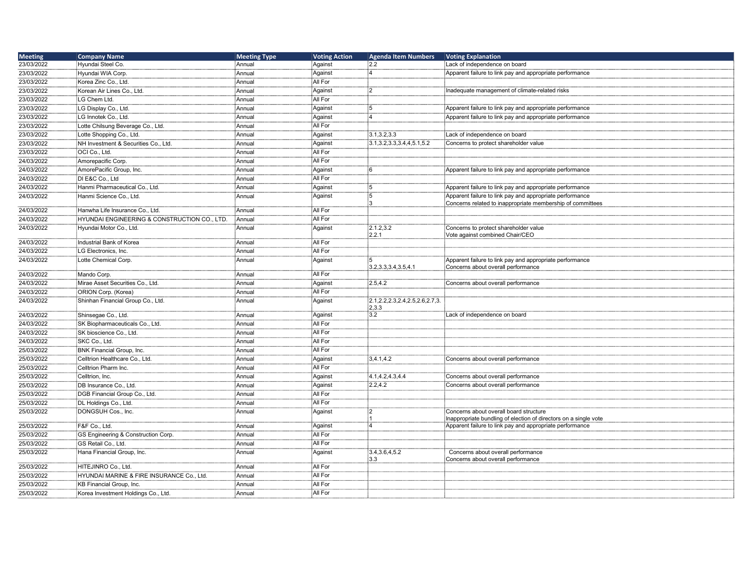| Meeting | Company Name | Meeting Type | Voting Action | Agenda Item Numbers | Voting Explanation |
|---|---|---|---|---|---|
| 23/03/2022 | Hyundai Steel Co. | Annual | Against | 2.2 | Lack of independence on board |
| 23/03/2022 | Hyundai WIA Corp. | Annual | Against | 4 | Apparent failure to link pay and appropriate performance |
| 23/03/2022 | Korea Zinc Co., Ltd. | Annual | All For | | |
| 23/03/2022 | Korean Air Lines Co., Ltd. | Annual | Against | 2 | Inadequate management of climate-related risks |
| 23/03/2022 | LG Chem Ltd. | Annual | All For | | |
| 23/03/2022 | LG Display Co., Ltd. | Annual | Against | 5 | Apparent failure to link pay and appropriate performance |
| 23/03/2022 | LG Innotek Co., Ltd. | Annual | Against | 4 | Apparent failure to link pay and appropriate performance |
| 23/03/2022 | Lotte Chilsung Beverage Co., Ltd. | Annual | All For | | |
| 23/03/2022 | Lotte Shopping Co., Ltd. | Annual | Against | 3.1,3.2,3.3 | Lack of independence on board |
| 23/03/2022 | NH Investment & Securities Co., Ltd. | Annual | Against | 3.1,3.2,3.3,3.4,4,5.1,5.2 | Concerns to protect shareholder value |
| 23/03/2022 | OCI Co., Ltd. | Annual | All For | | |
| 24/03/2022 | Amorepacific Corp. | Annual | All For | | |
| 24/03/2022 | AmorePacific Group, Inc. | Annual | Against | 6 | Apparent failure to link pay and appropriate performance |
| 24/03/2022 | DI E&C Co., Ltd | Annual | All For | | |
| 24/03/2022 | Hanmi Pharmaceutical Co., Ltd. | Annual | Against | 5 | Apparent failure to link pay and appropriate performance |
| 24/03/2022 | Hanmi Science Co., Ltd. | Annual | Against | 5<br>3 | Apparent failure to link pay and appropriate performance<br>Concerns related to inappropriate membership of committees |
| 24/03/2022 | Hanwha Life Insurance Co., Ltd. | Annual | All For | | |
| 24/03/2022 | HYUNDAI ENGINEERING & CONSTRUCTION CO., LTD. | Annual | All For | | |
| 24/03/2022 | Hyundai Motor Co., Ltd. | Annual | Against | 2.1.2,3.2<br>2.2.1 | Concerns to protect shareholder value<br>Vote against combined Chair/CEO |
| 24/03/2022 | Industrial Bank of Korea | Annual | All For | | |
| 24/03/2022 | LG Electronics, Inc. | Annual | All For | | |
| 24/03/2022 | Lotte Chemical Corp. | Annual | Against | 5<br>3.2,3.3,3.4,3.5,4.1 | Apparent failure to link pay and appropriate performance<br>Concerns about overall performance |
| 24/03/2022 | Mando Corp. | Annual | All For | | |
| 24/03/2022 | Mirae Asset Securities Co., Ltd. | Annual | Against | 2.5,4.2 | Concerns about overall performance |
| 24/03/2022 | ORION Corp. (Korea) | Annual | All For | | |
| 24/03/2022 | Shinhan Financial Group Co., Ltd. | Annual | Against | 2.1,2.2,2.3,2.4,2.5,2.6,2.7,3.2,3.3 | |
| 24/03/2022 | Shinsegae Co., Ltd. | Annual | Against | 3.2 | Lack of independence on board |
| 24/03/2022 | SK Biopharmaceuticals Co., Ltd. | Annual | All For | | |
| 24/03/2022 | SK bioscience Co., Ltd. | Annual | All For | | |
| 24/03/2022 | SKC Co., Ltd. | Annual | All For | | |
| 25/03/2022 | BNK Financial Group, Inc. | Annual | All For | | |
| 25/03/2022 | Celltrion Healthcare Co., Ltd. | Annual | Against | 3,4.1,4.2 | Concerns about overall performance |
| 25/03/2022 | Celltrion Pharm Inc. | Annual | All For | | |
| 25/03/2022 | Celltrion, Inc. | Annual | Against | 4.1,4.2,4.3,4.4 | Concerns about overall performance |
| 25/03/2022 | DB Insurance Co., Ltd. | Annual | Against | 2.2,4.2 | Concerns about overall performance |
| 25/03/2022 | DGB Financial Group Co., Ltd. | Annual | All For | | |
| 25/03/2022 | DL Holdings Co., Ltd. | Annual | All For | | |
| 25/03/2022 | DONGSUH Cos., Inc. | Annual | Against | 2<br>1 | Concerns about overall board structure<br>Inappropriate bundling of election of directors on a single vote |
| 25/03/2022 | F&F Co., Ltd. | Annual | Against | 4 | Apparent failure to link pay and appropriate performance |
| 25/03/2022 | GS Engineering & Construction Corp. | Annual | All For | | |
| 25/03/2022 | GS Retail Co., Ltd. | Annual | All For | | |
| 25/03/2022 | Hana Financial Group, Inc. | Annual | Against | 3.4,3.6,4,5.2<br>3.3 | Concerns about overall performance<br>Concerns about overall performance |
| 25/03/2022 | HITEJINRO Co., Ltd. | Annual | All For | | |
| 25/03/2022 | HYUNDAI MARINE & FIRE INSURANCE Co., Ltd. | Annual | All For | | |
| 25/03/2022 | KB Financial Group, Inc. | Annual | All For | | |
| 25/03/2022 | Korea Investment Holdings Co., Ltd. | Annual | All For | | |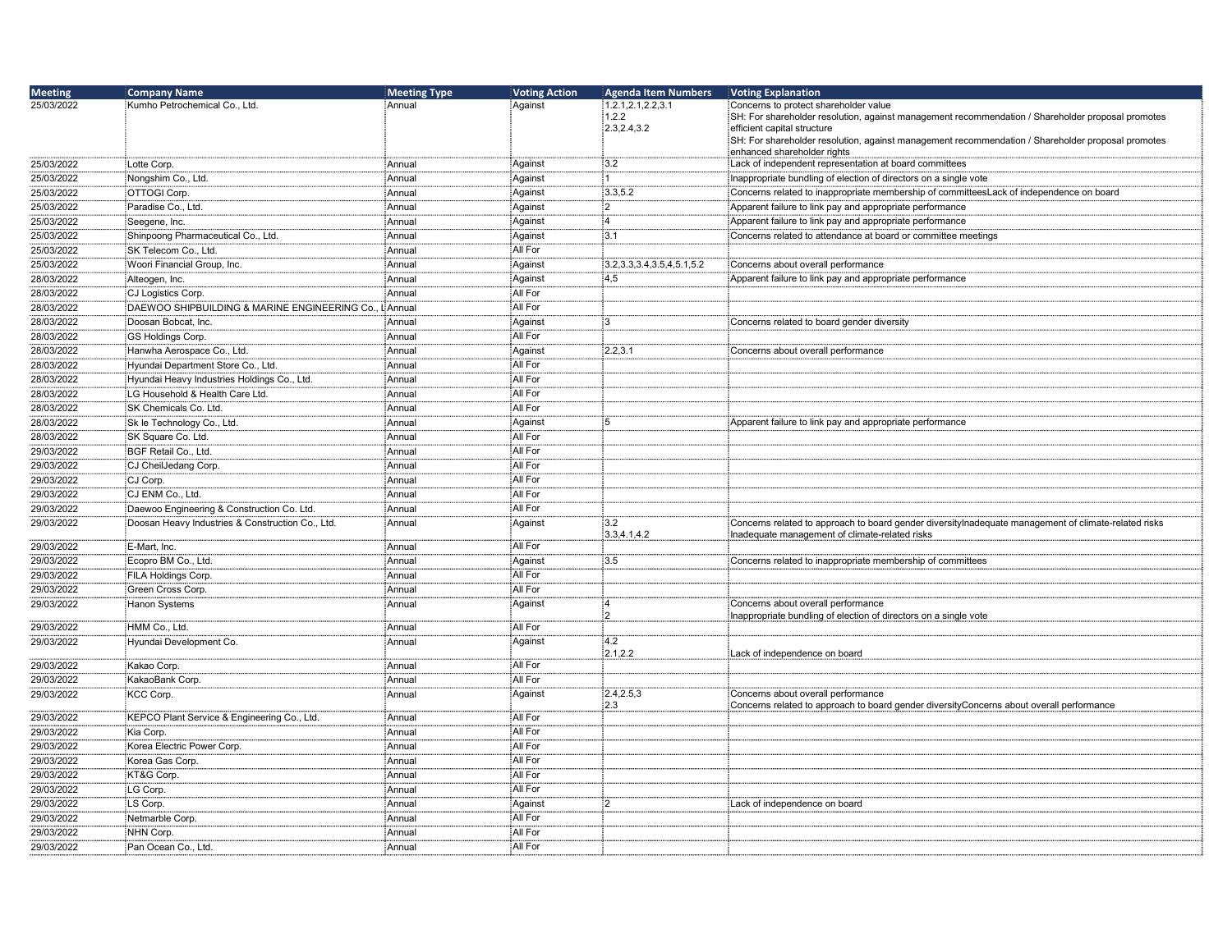| Meeting | Company Name | Meeting Type | Voting Action | Agenda Item Numbers | Voting Explanation |
|---|---|---|---|---|---|
| 25/03/2022 | Kumho Petrochemical Co., Ltd. | Annual | Against | 1.2.1,2.1,2.2,3.1<br>1.2.2<br>2.3,2.4,3.2 | Concerns to protect shareholder value<br>SH: For shareholder resolution, against management recommendation / Shareholder proposal promotes efficient capital structure<br>SH: For shareholder resolution, against management recommendation / Shareholder proposal promotes enhanced shareholder rights |
| 25/03/2022 | Lotte Corp. | Annual | Against | 3.2 | Lack of independent representation at board committees |
| 25/03/2022 | Nongshim Co., Ltd. | Annual | Against | 1 | Inappropriate bundling of election of directors on a single vote |
| 25/03/2022 | OTTOGI Corp. | Annual | Against | 3.3,5.2 | Concerns related to inappropriate membership of committeesLack of independence on board |
| 25/03/2022 | Paradise Co., Ltd. | Annual | Against | 2 | Apparent failure to link pay and appropriate performance |
| 25/03/2022 | Seegene, Inc. | Annual | Against | 4 | Apparent failure to link pay and appropriate performance |
| 25/03/2022 | Shinpoong Pharmaceutical Co., Ltd. | Annual | Against | 3.1 | Concerns related to attendance at board or committee meetings |
| 25/03/2022 | SK Telecom Co., Ltd. | Annual | All For | | |
| 25/03/2022 | Woori Financial Group, Inc. | Annual | Against | 3.2,3.3,3.4,3.5,4,5.1,5.2 | Concerns about overall performance |
| 28/03/2022 | Alteogen, Inc. | Annual | Against | 4,5 | Apparent failure to link pay and appropriate performance |
| 28/03/2022 | CJ Logistics Corp. | Annual | All For | | |
| 28/03/2022 | DAEWOO SHIPBUILDING & MARINE ENGINEERING Co., L | Annual | All For | | |
| 28/03/2022 | Doosan Bobcat, Inc. | Annual | Against | 3 | Concerns related to board gender diversity |
| 28/03/2022 | GS Holdings Corp. | Annual | All For | | |
| 28/03/2022 | Hanwha Aerospace Co., Ltd. | Annual | Against | 2.2,3.1 | Concerns about overall performance |
| 28/03/2022 | Hyundai Department Store Co., Ltd. | Annual | All For | | |
| 28/03/2022 | Hyundai Heavy Industries Holdings Co., Ltd. | Annual | All For | | |
| 28/03/2022 | LG Household & Health Care Ltd. | Annual | All For | | |
| 28/03/2022 | SK Chemicals Co. Ltd. | Annual | All For | | |
| 28/03/2022 | Sk Ie Technology Co., Ltd. | Annual | Against | 5 | Apparent failure to link pay and appropriate performance |
| 28/03/2022 | SK Square Co. Ltd. | Annual | All For | | |
| 29/03/2022 | BGF Retail Co., Ltd. | Annual | All For | | |
| 29/03/2022 | CJ CheilJedang Corp. | Annual | All For | | |
| 29/03/2022 | CJ Corp. | Annual | All For | | |
| 29/03/2022 | CJ ENM Co., Ltd. | Annual | All For | | |
| 29/03/2022 | Daewoo Engineering & Construction Co. Ltd. | Annual | All For | | |
| 29/03/2022 | Doosan Heavy Industries & Construction Co., Ltd. | Annual | Against | 3.2<br>3.3,4.1,4.2 | Concerns related to approach to board gender diversityInadequate management of climate-related risks<br>Inadequate management of climate-related risks |
| 29/03/2022 | E-Mart, Inc. | Annual | All For | | |
| 29/03/2022 | Ecopro BM Co., Ltd. | Annual | Against | 3.5 | Concerns related to inappropriate membership of committees |
| 29/03/2022 | FILA Holdings Corp. | Annual | All For | | |
| 29/03/2022 | Green Cross Corp. | Annual | All For | | |
| 29/03/2022 | Hanon Systems | Annual | Against | 4<br>2 | Concerns about overall performance<br>Inappropriate bundling of election of directors on a single vote |
| 29/03/2022 | HMM Co., Ltd. | Annual | All For | | |
| 29/03/2022 | Hyundai Development Co. | Annual | Against | 4.2<br>2.1,2.2 | <br>Lack of independence on board |
| 29/03/2022 | Kakao Corp. | Annual | All For | | |
| 29/03/2022 | KakaoBank Corp. | Annual | All For | | |
| 29/03/2022 | KCC Corp. | Annual | Against | 2.4,2.5,3<br>2.3 | Concerns about overall performance<br>Concerns related to approach to board gender diversityConcerns about overall performance |
| 29/03/2022 | KEPCO Plant Service & Engineering Co., Ltd. | Annual | All For | | |
| 29/03/2022 | Kia Corp. | Annual | All For | | |
| 29/03/2022 | Korea Electric Power Corp. | Annual | All For | | |
| 29/03/2022 | Korea Gas Corp. | Annual | All For | | |
| 29/03/2022 | KT&G Corp. | Annual | All For | | |
| 29/03/2022 | LG Corp. | Annual | All For | | |
| 29/03/2022 | LS Corp. | Annual | Against | 2 | Lack of independence on board |
| 29/03/2022 | Netmarble Corp. | Annual | All For | | |
| 29/03/2022 | NHN Corp. | Annual | All For | | |
| 29/03/2022 | Pan Ocean Co., Ltd. | Annual | All For | | |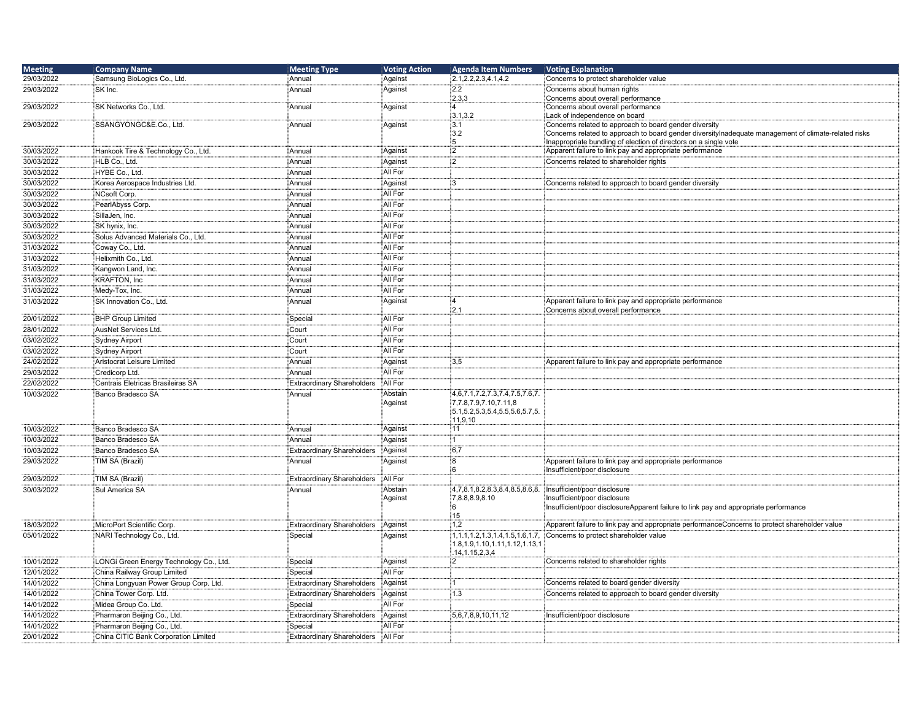| Meeting | Company Name | Meeting Type | Voting Action | Agenda Item Numbers | Voting Explanation |
|---|---|---|---|---|---|
| 29/03/2022 | Samsung BioLogics Co., Ltd. | Annual | Against | 2.1,2.2,2.3,4.1,4.2 | Concerns to protect shareholder value |
| 29/03/2022 | SK Inc. | Annual | Against | 2.2<br>2.3,3 | Concerns about human rights<br>Concerns about overall performance |
| 29/03/2022 | SK Networks Co., Ltd. | Annual | Against | 4<br>3.1,3.2 | Concerns about overall performance<br>Lack of independence on board |
| 29/03/2022 | SSANGYONGC&E.Co., Ltd. | Annual | Against | 3.1<br>3.2<br>5 | Concerns related to approach to board gender diversity<br>Concerns related to approach to board gender diversityInadequate management of climate-related risks<br>Inappropriate bundling of election of directors on a single vote |
| 30/03/2022 | Hankook Tire & Technology Co., Ltd. | Annual | Against | 2 | Apparent failure to link pay and appropriate performance |
| 30/03/2022 | HLB Co., Ltd. | Annual | Against | 2 | Concerns related to shareholder rights |
| 30/03/2022 | HYBE Co., Ltd. | Annual | All For | | |
| 30/03/2022 | Korea Aerospace Industries Ltd. | Annual | Against | 3 | Concerns related to approach to board gender diversity |
| 30/03/2022 | NCsoft Corp. | Annual | All For | | |
| 30/03/2022 | PearlAbyss Corp. | Annual | All For | | |
| 30/03/2022 | SillaJen, Inc. | Annual | All For | | |
| 30/03/2022 | SK hynix, Inc. | Annual | All For | | |
| 30/03/2022 | Solus Advanced Materials Co., Ltd. | Annual | All For | | |
| 31/03/2022 | Coway Co., Ltd. | Annual | All For | | |
| 31/03/2022 | Helixmith Co., Ltd. | Annual | All For | | |
| 31/03/2022 | Kangwon Land, Inc. | Annual | All For | | |
| 31/03/2022 | KRAFTON, Inc | Annual | All For | | |
| 31/03/2022 | Medy-Tox, Inc. | Annual | All For | | |
| 31/03/2022 | SK Innovation Co., Ltd. | Annual | Against | 4<br>2.1 | Apparent failure to link pay and appropriate performance<br>Concerns about overall performance |
| 20/01/2022 | BHP Group Limited | Special | All For | | |
| 28/01/2022 | AusNet Services Ltd. | Court | All For | | |
| 03/02/2022 | Sydney Airport | Court | All For | | |
| 03/02/2022 | Sydney Airport | Court | All For | | |
| 24/02/2022 | Aristocrat Leisure Limited | Annual | Against | 3,5 | Apparent failure to link pay and appropriate performance |
| 29/03/2022 | Credicorp Ltd. | Annual | All For | | |
| 22/02/2022 | Centrais Eletricas Brasileiras SA | Extraordinary Shareholders | All For | | |
| 10/03/2022 | Banco Bradesco SA | Annual | Abstain<br>Against | 4,6,7.1,7.2,7.3,7.4,7.5,7.6,7.7,7.8,7.9,7.10,7.11,8<br>5.1,5.2,5.3,5.4,5.5,5.6,5.7,5.11,9,10 | |
| 10/03/2022 | Banco Bradesco SA | Annual | Against | 11 | |
| 10/03/2022 | Banco Bradesco SA | Annual | Against | 1 | |
| 10/03/2022 | Banco Bradesco SA | Extraordinary Shareholders | Against | 6,7 | |
| 29/03/2022 | TIM SA (Brazil) | Annual | Against | 8<br>6 | Apparent failure to link pay and appropriate performance<br>Insufficient/poor disclosure |
| 29/03/2022 | TIM SA (Brazil) | Extraordinary Shareholders | All For | | |
| 30/03/2022 | Sul America SA | Annual | Abstain<br>Against | 4,7,8.1,8.2,8.3,8.4,8.5,8.6,8.7,8.8,8.9,8.10<br>6<br>15 | Insufficient/poor disclosure<br>Insufficient/poor disclosure<br>Insufficient/poor disclosureApparent failure to link pay and appropriate performance |
| 18/03/2022 | MicroPort Scientific Corp. | Extraordinary Shareholders | Against | 1,2 | Apparent failure to link pay and appropriate performanceConcerns to protect shareholder value |
| 05/01/2022 | NARI Technology Co., Ltd. | Special | Against | 1,1.1,1.2,1.3,1.4,1.5,1.6,1.7,1.8,1.9,1.10,1.11,1.12,1.13,1.14,1.15,2,3,4 | Concerns to protect shareholder value |
| 10/01/2022 | LONGi Green Energy Technology Co., Ltd. | Special | Against | 2 | Concerns related to shareholder rights |
| 12/01/2022 | China Railway Group Limited | Special | All For | | |
| 14/01/2022 | China Longyuan Power Group Corp. Ltd. | Extraordinary Shareholders | Against | 1 | Concerns related to board gender diversity |
| 14/01/2022 | China Tower Corp. Ltd. | Extraordinary Shareholders | Against | 1.3 | Concerns related to approach to board gender diversity |
| 14/01/2022 | Midea Group Co. Ltd. | Special | All For | | |
| 14/01/2022 | Pharmaron Beijing Co., Ltd. | Extraordinary Shareholders | Against | 5,6,7,8,9,10,11,12 | Insufficient/poor disclosure |
| 14/01/2022 | Pharmaron Beijing Co., Ltd. | Special | All For | | |
| 20/01/2022 | China CITIC Bank Corporation Limited | Extraordinary Shareholders | All For | | |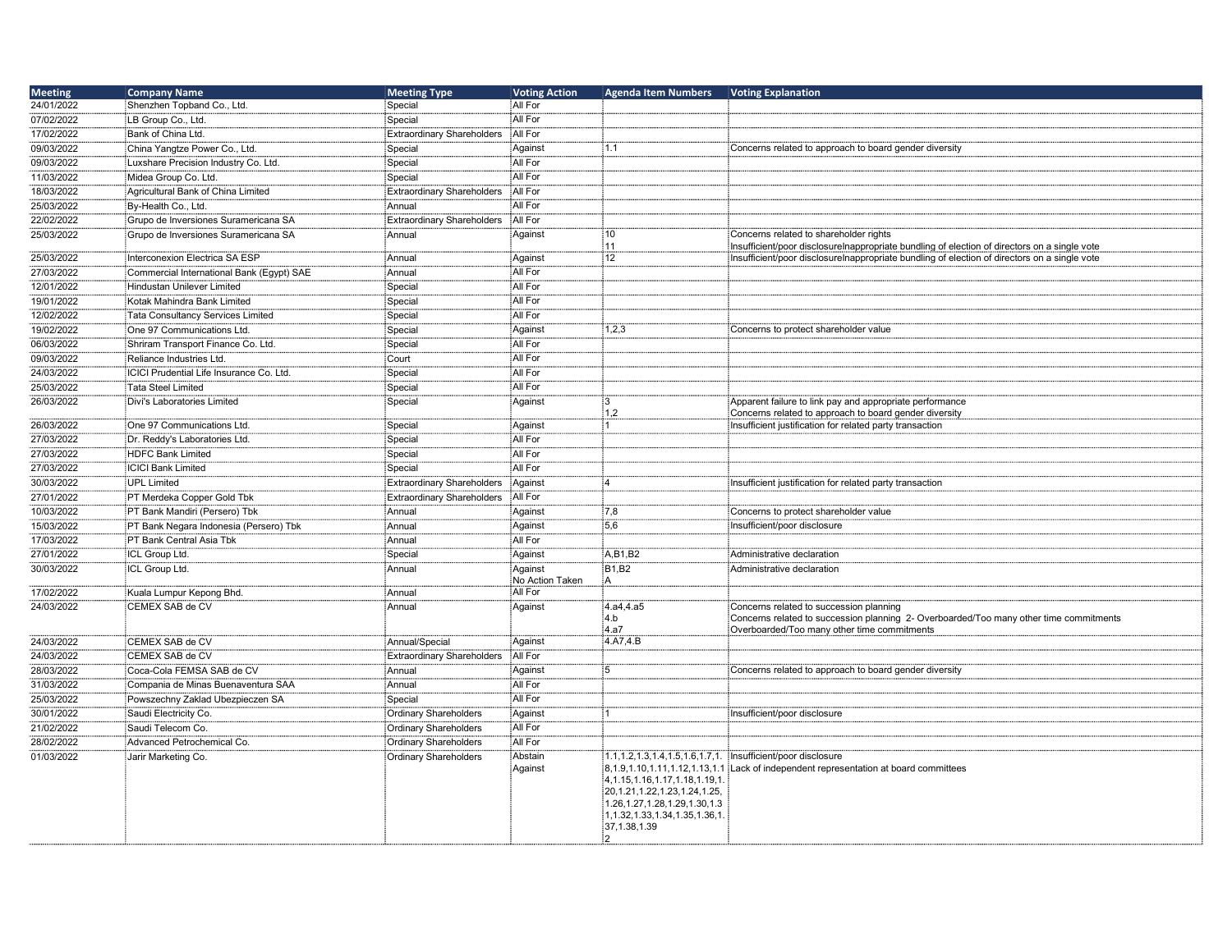| Meeting | Company Name | Meeting Type | Voting Action | Agenda Item Numbers | Voting Explanation |
|---|---|---|---|---|---|
| 24/01/2022 | Shenzhen Topband Co., Ltd. | Special | All For | | |
| 07/02/2022 | LB Group Co., Ltd. | Special | All For | | |
| 17/02/2022 | Bank of China Ltd. | Extraordinary Shareholders | All For | | |
| 09/03/2022 | China Yangtze Power Co., Ltd. | Special | Against | 1.1 | Concerns related to approach to board gender diversity |
| 09/03/2022 | Luxshare Precision Industry Co. Ltd. | Special | All For | | |
| 11/03/2022 | Midea Group Co. Ltd. | Special | All For | | |
| 18/03/2022 | Agricultural Bank of China Limited | Extraordinary Shareholders | All For | | |
| 25/03/2022 | By-Health Co., Ltd. | Annual | All For | | |
| 22/02/2022 | Grupo de Inversiones Suramericana SA | Extraordinary Shareholders | All For | | |
| 25/03/2022 | Grupo de Inversiones Suramericana SA | Annual | Against | 10<br>11 | Concerns related to shareholder rights<br>Insufficient/poor disclosureInappropriate bundling of election of directors on a single vote |
| 25/03/2022 | Interconexion Electrica SA ESP | Annual | Against | 12 | Insufficient/poor disclosureInappropriate bundling of election of directors on a single vote |
| 27/03/2022 | Commercial International Bank (Egypt) SAE | Annual | All For | | |
| 12/01/2022 | Hindustan Unilever Limited | Special | All For | | |
| 19/01/2022 | Kotak Mahindra Bank Limited | Special | All For | | |
| 12/02/2022 | Tata Consultancy Services Limited | Special | All For | | |
| 19/02/2022 | One 97 Communications Ltd. | Special | Against | 1,2,3 | Concerns to protect shareholder value |
| 06/03/2022 | Shriram Transport Finance Co. Ltd. | Special | All For | | |
| 09/03/2022 | Reliance Industries Ltd. | Court | All For | | |
| 24/03/2022 | ICICI Prudential Life Insurance Co. Ltd. | Special | All For | | |
| 25/03/2022 | Tata Steel Limited | Special | All For | | |
| 26/03/2022 | Divi's Laboratories Limited | Special | Against | 3<br>1,2 | Apparent failure to link pay and appropriate performance<br>Concerns related to approach to board gender diversity |
| 26/03/2022 | One 97 Communications Ltd. | Special | Against | 1 | Insufficient justification for related party transaction |
| 27/03/2022 | Dr. Reddy's Laboratories Ltd. | Special | All For | | |
| 27/03/2022 | HDFC Bank Limited | Special | All For | | |
| 27/03/2022 | ICICI Bank Limited | Special | All For | | |
| 30/03/2022 | UPL Limited | Extraordinary Shareholders | Against | 4 | Insufficient justification for related party transaction |
| 27/01/2022 | PT Merdeka Copper Gold Tbk | Extraordinary Shareholders | All For | | |
| 10/03/2022 | PT Bank Mandiri (Persero) Tbk | Annual | Against | 7,8 | Concerns to protect shareholder value |
| 15/03/2022 | PT Bank Negara Indonesia (Persero) Tbk | Annual | Against | 5,6 | Insufficient/poor disclosure |
| 17/03/2022 | PT Bank Central Asia Tbk | Annual | All For | | |
| 27/01/2022 | ICL Group Ltd. | Special | Against | A,B1,B2 | Administrative declaration |
| 30/03/2022 | ICL Group Ltd. | Annual | Against<br>No Action Taken | B1,B2<br>A | Administrative declaration |
| 17/02/2022 | Kuala Lumpur Kepong Bhd. | Annual | All For | | |
| 24/03/2022 | CEMEX SAB de CV | Annual | Against | 4.a4,4.a5<br>4.b<br>4.a7 | Concerns related to succession planning<br>Concerns related to succession planning 2- Overboarded/Too many other time commitments<br>Overboarded/Too many other time commitments |
| 24/03/2022 | CEMEX SAB de CV | Annual/Special | Against | 4.A7,4.B | |
| 24/03/2022 | CEMEX SAB de CV | Extraordinary Shareholders | All For | | |
| 28/03/2022 | Coca-Cola FEMSA SAB de CV | Annual | Against | 5 | Concerns related to approach to board gender diversity |
| 31/03/2022 | Compania de Minas Buenaventura SAA | Annual | All For | | |
| 25/03/2022 | Powszechny Zaklad Ubezpieczen SA | Special | All For | | |
| 30/01/2022 | Saudi Electricity Co. | Ordinary Shareholders | Against | 1 | Insufficient/poor disclosure |
| 21/02/2022 | Saudi Telecom Co. | Ordinary Shareholders | All For | | |
| 28/02/2022 | Advanced Petrochemical Co. | Ordinary Shareholders | All For | | |
| 01/03/2022 | Jarir Marketing Co. | Ordinary Shareholders | Abstain<br>Against | 1.1,1.2,1.3,1.4,1.5,1.6,1.7,1.8,1.9,1.10,1.11,1.12,1.13,1.14,1.15,1.16,1.17,1.18,1.19,1.20,1.21,1.22,1.23,1.24,1.25,1.26,1.27,1.28,1.29,1.30,1.31,1.32,1.33,1.34,1.35,1.36,1.37,1.38,1.39<br>2 | Insufficient/poor disclosure<br>Lack of independent representation at board committees |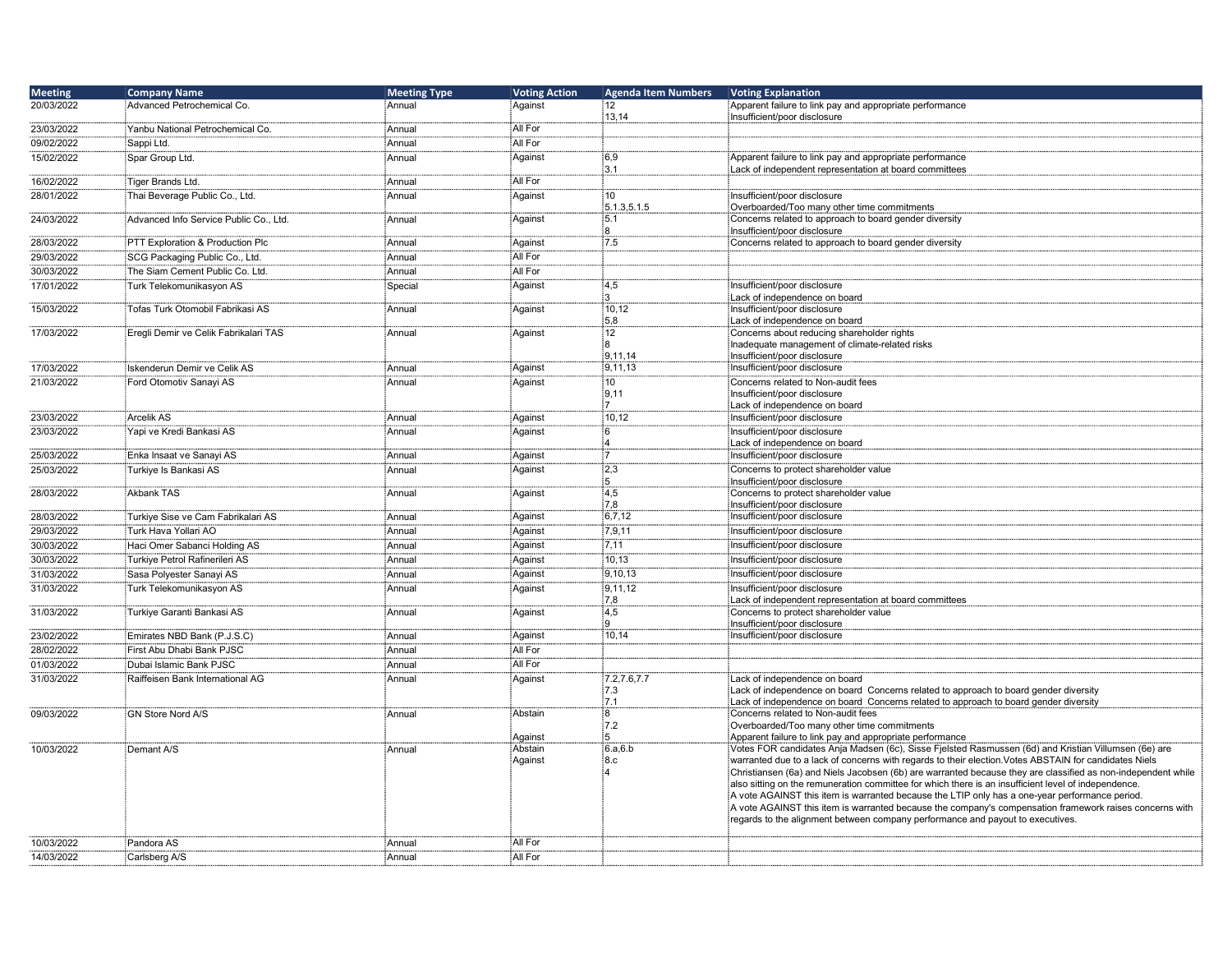| Meeting | Company Name | Meeting Type | Voting Action | Agenda Item Numbers | Voting Explanation |
|---|---|---|---|---|---|
| 20/03/2022 | Advanced Petrochemical Co. | Annual | Against | 12<br>13,14 | Apparent failure to link pay and appropriate performance<br>Insufficient/poor disclosure |
| 23/03/2022 | Yanbu National Petrochemical Co. | Annual | All For | | |
| 09/02/2022 | Sappi Ltd. | Annual | All For | | |
| 15/02/2022 | Spar Group Ltd. | Annual | Against | 6,9<br>3.1 | Apparent failure to link pay and appropriate performance<br>Lack of independent representation at board committees |
| 16/02/2022 | Tiger Brands Ltd. | Annual | All For | | |
| 28/01/2022 | Thai Beverage Public Co., Ltd. | Annual | Against | 10<br>5.1.3,5.1.5 | Insufficient/poor disclosure<br>Overboarded/Too many other time commitments |
| 24/03/2022 | Advanced Info Service Public Co., Ltd. | Annual | Against | 5.1<br>8 | Concerns related to approach to board gender diversity<br>Insufficient/poor disclosure |
| 28/03/2022 | PTT Exploration & Production Plc | Annual | Against | 7.5 | Concerns related to approach to board gender diversity |
| 29/03/2022 | SCG Packaging Public Co., Ltd. | Annual | All For | | |
| 30/03/2022 | The Siam Cement Public Co. Ltd. | Annual | All For | | |
| 17/01/2022 | Turk Telekomunikasyon AS | Special | Against | 4,5<br>3 | Insufficient/poor disclosure<br>Lack of independence on board |
| 15/03/2022 | Tofas Turk Otomobil Fabrikasi AS | Annual | Against | 10,12<br>5,8 | Insufficient/poor disclosure<br>Lack of independence on board |
| 17/03/2022 | Eregli Demir ve Celik Fabrikalari TAS | Annual | Against | 12<br>8<br>9,11,14 | Concerns about reducing shareholder rights<br>Inadequate management of climate-related risks<br>Insufficient/poor disclosure |
| 17/03/2022 | Iskenderun Demir ve Celik AS | Annual | Against | 9,11,13 | Insufficient/poor disclosure |
| 21/03/2022 | Ford Otomotiv Sanayi AS | Annual | Against | 10<br>9,11<br>7 | Concerns related to Non-audit fees<br>Insufficient/poor disclosure<br>Lack of independence on board |
| 23/03/2022 | Arcelik AS | Annual | Against | 10,12 | Insufficient/poor disclosure |
| 23/03/2022 | Yapi ve Kredi Bankasi AS | Annual | Against | 6<br>4 | Insufficient/poor disclosure<br>Lack of independence on board |
| 25/03/2022 | Enka Insaat ve Sanayi AS | Annual | Against | 7 | Insufficient/poor disclosure |
| 25/03/2022 | Turkiye Is Bankasi AS | Annual | Against | 2,3<br>5 | Concerns to protect shareholder value<br>Insufficient/poor disclosure |
| 28/03/2022 | Akbank TAS | Annual | Against | 4,5<br>7,8 | Concerns to protect shareholder value<br>Insufficient/poor disclosure |
| 28/03/2022 | Turkiye Sise ve Cam Fabrikalari AS | Annual | Against | 6,7,12 | Insufficient/poor disclosure |
| 29/03/2022 | Turk Hava Yollari AO | Annual | Against | 7,9,11 | Insufficient/poor disclosure |
| 30/03/2022 | Haci Omer Sabanci Holding AS | Annual | Against | 7,11 | Insufficient/poor disclosure |
| 30/03/2022 | Turkiye Petrol Rafinerileri AS | Annual | Against | 10,13 | Insufficient/poor disclosure |
| 31/03/2022 | Sasa Polyester Sanayi AS | Annual | Against | 9,10,13 | Insufficient/poor disclosure |
| 31/03/2022 | Turk Telekomunikasyon AS | Annual | Against | 9,11,12<br>7,8 | Insufficient/poor disclosure<br>Lack of independent representation at board committees |
| 31/03/2022 | Turkiye Garanti Bankasi AS | Annual | Against | 4,5<br>9 | Concerns to protect shareholder value<br>Insufficient/poor disclosure |
| 23/02/2022 | Emirates NBD Bank (P.J.S.C) | Annual | Against | 10,14 | Insufficient/poor disclosure |
| 28/02/2022 | First Abu Dhabi Bank PJSC | Annual | All For | | |
| 01/03/2022 | Dubai Islamic Bank PJSC | Annual | All For | | |
| 31/03/2022 | Raiffeisen Bank International AG | Annual | Against | 7.2,7.6,7.7<br>7.3<br>7.1 | Lack of independence on board<br>Lack of independence on board Concerns related to approach to board gender diversity<br>Lack of independence on board Concerns related to approach to board gender diversity |
| 09/03/2022 | GN Store Nord A/S | Annual | Abstain<br><br>Against | 8<br>7.2<br>5 | Concerns related to Non-audit fees<br>Overboarded/Too many other time commitments<br>Apparent failure to link pay and appropriate performance |
| 10/03/2022 | Demant A/S | Annual | Abstain<br>Against | 6.a,6.b<br>8.c<br>4 | Votes FOR candidates Anja Madsen (6c), Sisse Fjelsted Rasmussen (6d) and Kristian Villumsen (6e) are warranted due to a lack of concerns with regards to their election.Votes ABSTAIN for candidates Niels Christiansen (6a) and Niels Jacobsen (6b) are warranted because they are classified as non-independent while also sitting on the remuneration committee for which there is an insufficient level of independence.<br>A vote AGAINST this item is warranted because the LTIP only has a one-year performance period.<br>A vote AGAINST this item is warranted because the company's compensation framework raises concerns with regards to the alignment between company performance and payout to executives. |
| 10/03/2022 | Pandora AS | Annual | All For | | |
| 14/03/2022 | Carlsberg A/S | Annual | All For | | |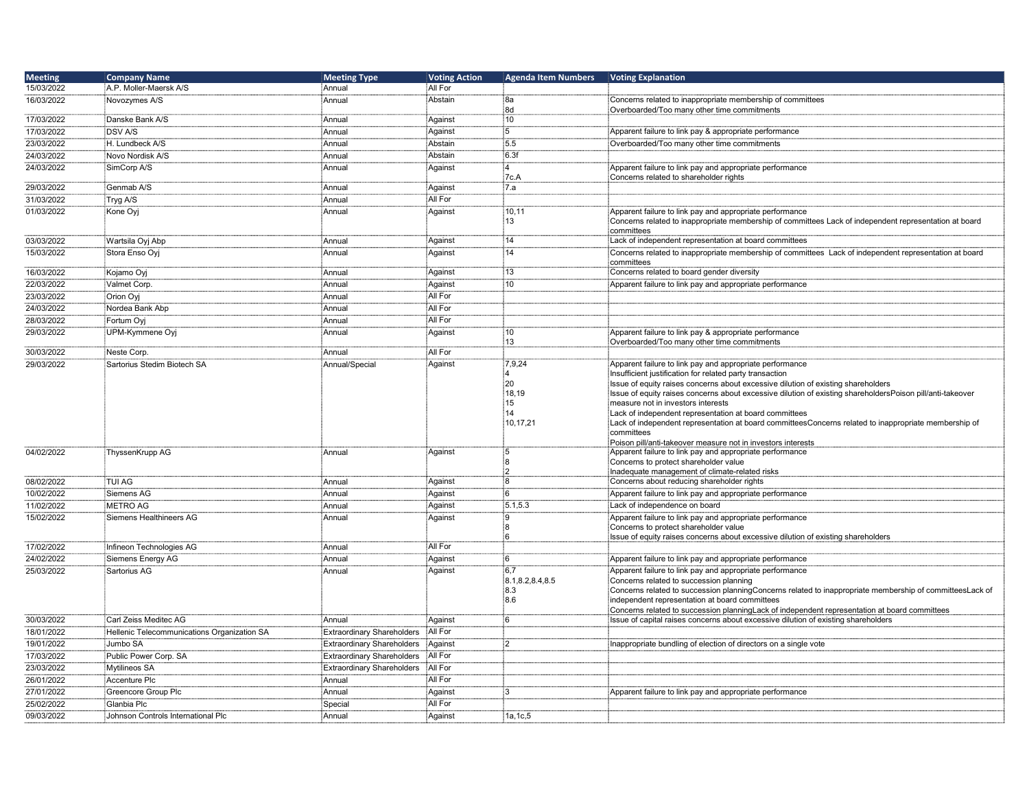| Meeting | Company Name | Meeting Type | Voting Action | Agenda Item Numbers | Voting Explanation |
|---|---|---|---|---|---|
| 15/03/2022 | A.P. Moller-Maersk A/S | Annual | All For | | |
| 16/03/2022 | Novozymes A/S | Annual | Abstain | 8a<br>8d | Concerns related to inappropriate membership of committees<br>Overboarded/Too many other time commitments |
| 17/03/2022 | Danske Bank A/S | Annual | Against | 10 | |
| 17/03/2022 | DSV A/S | Annual | Against | 5 | Apparent failure to link pay & appropriate performance |
| 23/03/2022 | H. Lundbeck A/S | Annual | Abstain | 5.5 | Overboarded/Too many other time commitments |
| 24/03/2022 | Novo Nordisk A/S | Annual | Abstain | 6.3f | |
| 24/03/2022 | SimCorp A/S | Annual | Against | 4<br>7c.A | Apparent failure to link pay and appropriate performance<br>Concerns related to shareholder rights |
| 29/03/2022 | Genmab A/S | Annual | Against | 7.a | |
| 31/03/2022 | Tryg A/S | Annual | All For | | |
| 01/03/2022 | Kone Oyj | Annual | Against | 10,11<br>13 | Apparent failure to link pay and appropriate performance<br>Concerns related to inappropriate membership of committees Lack of independent representation at board committees |
| 03/03/2022 | Wartsila Oyj Abp | Annual | Against | 14 | Lack of independent representation at board committees |
| 15/03/2022 | Stora Enso Oyj | Annual | Against | 14 | Concerns related to inappropriate membership of committees Lack of independent representation at board committees |
| 16/03/2022 | Kojamo Oyj | Annual | Against | 13 | Concerns related to board gender diversity |
| 22/03/2022 | Valmet Corp. | Annual | Against | 10 | Apparent failure to link pay and appropriate performance |
| 23/03/2022 | Orion Oyj | Annual | All For | | |
| 24/03/2022 | Nordea Bank Abp | Annual | All For | | |
| 28/03/2022 | Fortum Oyj | Annual | All For | | |
| 29/03/2022 | UPM-Kymmene Oyj | Annual | Against | 10<br>13 | Apparent failure to link pay & appropriate performance<br>Overboarded/Too many other time commitments |
| 30/03/2022 | Neste Corp. | Annual | All For | | |
| 29/03/2022 | Sartorius Stedim Biotech SA | Annual/Special | Against | 7,9,24<br>4<br>20<br>18,19<br>15<br>14<br>10,17,21 | Apparent failure to link pay and appropriate performance<br>Insufficient justification for related party transaction<br>Issue of equity raises concerns about excessive dilution of existing shareholders<br>Issue of equity raises concerns about excessive dilution of existing shareholdersPoison pill/anti-takeover measure not in investors interests<br>Lack of independent representation at board committees<br>Lack of independent representation at board committeesConcerns related to inappropriate membership of committees<br>Poison pill/anti-takeover measure not in investors interests |
| 04/02/2022 | ThyssenKrupp AG | Annual | Against | 5<br>8<br>2 | Apparent failure to link pay and appropriate performance<br>Concerns to protect shareholder value<br>Inadequate management of climate-related risks |
| 08/02/2022 | TUI AG | Annual | Against | 8 | Concerns about reducing shareholder rights |
| 10/02/2022 | Siemens AG | Annual | Against | 6 | Apparent failure to link pay and appropriate performance |
| 11/02/2022 | METRO AG | Annual | Against | 5.1,5.3 | Lack of independence on board |
| 15/02/2022 | Siemens Healthineers AG | Annual | Against | 9<br>8<br>6 | Apparent failure to link pay and appropriate performance<br>Concerns to protect shareholder value<br>Issue of equity raises concerns about excessive dilution of existing shareholders |
| 17/02/2022 | Infineon Technologies AG | Annual | All For | | |
| 24/02/2022 | Siemens Energy AG | Annual | Against | 6 | Apparent failure to link pay and appropriate performance |
| 25/03/2022 | Sartorius AG | Annual | Against | 6,7<br>8.1,8.2,8.4,8.5<br>8.3<br>8.6 | Apparent failure to link pay and appropriate performance<br>Concerns related to succession planning<br>Concerns related to succession planningConcerns related to inappropriate membership of committeesLack of independent representation at board committees<br>Concerns related to succession planningLack of independent representation at board committees |
| 30/03/2022 | Carl Zeiss Meditec AG | Annual | Against | 6 | Issue of capital raises concerns about excessive dilution of existing shareholders |
| 18/01/2022 | Hellenic Telecommunications Organization SA | Extraordinary Shareholders | All For | | |
| 19/01/2022 | Jumbo SA | Extraordinary Shareholders | Against | 2 | Inappropriate bundling of election of directors on a single vote |
| 17/03/2022 | Public Power Corp. SA | Extraordinary Shareholders | All For | | |
| 23/03/2022 | Mytilineos SA | Extraordinary Shareholders | All For | | |
| 26/01/2022 | Accenture Plc | Annual | All For | | |
| 27/01/2022 | Greencore Group Plc | Annual | Against | 3 | Apparent failure to link pay and appropriate performance |
| 25/02/2022 | Glanbia Plc | Special | All For | | |
| 09/03/2022 | Johnson Controls International Plc | Annual | Against | 1a,1c,5 | |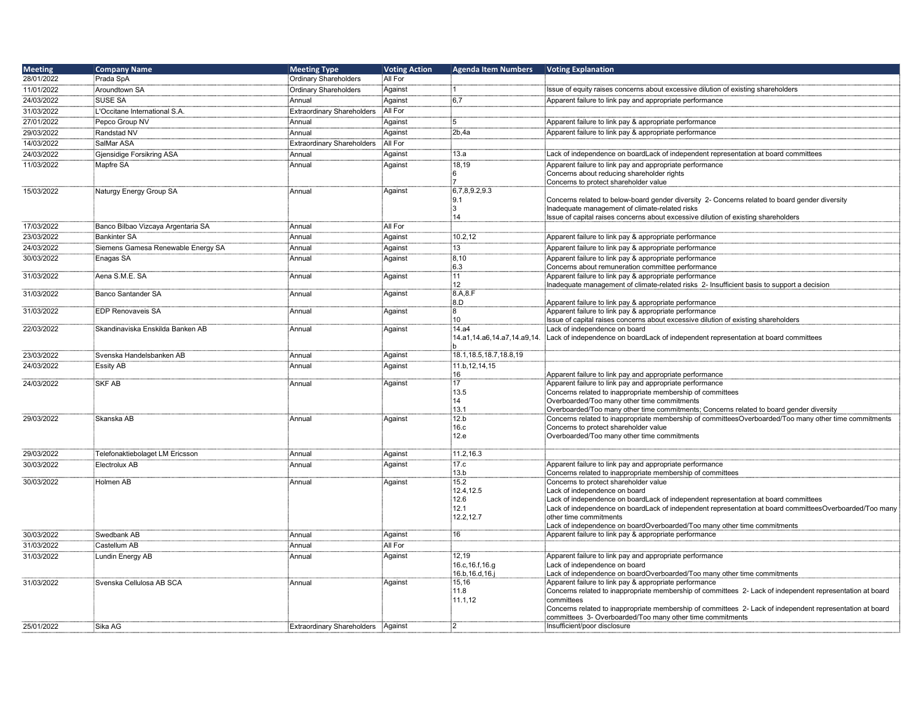| Meeting | Company Name | Meeting Type | Voting Action | Agenda Item Numbers | Voting Explanation |
|---|---|---|---|---|---|
| 28/01/2022 | Prada SpA | Ordinary Shareholders | All For | | |
| 11/01/2022 | Aroundtown SA | Ordinary Shareholders | Against | 1 | Issue of equity raises concerns about excessive dilution of existing shareholders |
| 24/03/2022 | SUSE SA | Annual | Against | 6,7 | Apparent failure to link pay and appropriate performance |
| 31/03/2022 | L'Occitane International S.A. | Extraordinary Shareholders | All For | | |
| 27/01/2022 | Pepco Group NV | Annual | Against | 5 | Apparent failure to link pay & appropriate performance |
| 29/03/2022 | Randstad NV | Annual | Against | 2b,4a | Apparent failure to link pay & appropriate performance |
| 14/03/2022 | SalMar ASA | Extraordinary Shareholders | All For | | |
| 24/03/2022 | Gjensidige Forsikring ASA | Annual | Against | 13.a | Lack of independence on boardLack of independent representation at board committees |
| 11/03/2022 | Mapfre SA | Annual | Against | 18,19<br>6<br>7 | Apparent failure to link pay and appropriate performance<br>Concerns about reducing shareholder rights<br>Concerns to protect shareholder value |
| 15/03/2022 | Naturgy Energy Group SA | Annual | Against | 6,7,8,9.2,9.3<br>9.1<br>3<br>14 | Concerns related to below-board gender diversity 2- Concerns related to board gender diversity<br>Inadequate management of climate-related risks<br>Issue of capital raises concerns about excessive dilution of existing shareholders |
| 17/03/2022 | Banco Bilbao Vizcaya Argentaria SA | Annual | All For | | |
| 23/03/2022 | Bankinter SA | Annual | Against | 10.2,12 | Apparent failure to link pay & appropriate performance |
| 24/03/2022 | Siemens Gamesa Renewable Energy SA | Annual | Against | 13 | Apparent failure to link pay & appropriate performance |
| 30/03/2022 | Enagas SA | Annual | Against | 8,10<br>6.3 | Apparent failure to link pay & appropriate performance<br>Concerns about remuneration committee performance |
| 31/03/2022 | Aena S.M.E. SA | Annual | Against | 11<br>12 | Apparent failure to link pay & appropriate performance<br>Inadequate management of climate-related risks 2- Insufficient basis to support a decision |
| 31/03/2022 | Banco Santander SA | Annual | Against | 8.A,8.F<br>8.D | Apparent failure to link pay & appropriate performance |
| 31/03/2022 | EDP Renovaveis SA | Annual | Against | 8<br>10 | Apparent failure to link pay & appropriate performance<br>Issue of capital raises concerns about excessive dilution of existing shareholders |
| 22/03/2022 | Skandinaviska Enskilda Banken AB | Annual | Against | 14.a4<br>14.a1,14.a6,14.a7,14.a9,14.b | Lack of independence on board<br>Lack of independence on boardLack of independent representation at board committees |
| 23/03/2022 | Svenska Handelsbanken AB | Annual | Against | 18.1,18.5,18.7,18.8,19 | |
| 24/03/2022 | Essity AB | Annual | Against | 11.b,12,14,15<br>16 | Apparent failure to link pay and appropriate performance |
| 24/03/2022 | SKF AB | Annual | Against | 17<br>13.5<br>14<br>13.1 | Apparent failure to link pay and appropriate performance<br>Concerns related to inappropriate membership of committees<br>Overboarded/Too many other time commitments<br>Overboarded/Too many other time commitments; Concerns related to board gender diversity |
| 29/03/2022 | Skanska AB | Annual | Against | 12.b<br>16.c<br>12.e | Concerns related to inappropriate membership of committeesOverboarded/Too many other time commitments<br>Concerns to protect shareholder value<br>Overboarded/Too many other time commitments |
| 29/03/2022 | Telefonaktiebolaget LM Ericsson | Annual | Against | 11.2,16.3 | |
| 30/03/2022 | Electrolux AB | Annual | Against | 17.c<br>13.b | Apparent failure to link pay and appropriate performance<br>Concerns related to inappropriate membership of committees |
| 30/03/2022 | Holmen AB | Annual | Against | 15.2<br>12.4,12.5<br>12.6<br>12.1<br>12.2,12.7 | Concerns to protect shareholder value<br>Lack of independence on board<br>Lack of independence on boardLack of independent representation at board committees<br>Lack of independence on boardLack of independent representation at board committeesOverboarded/Too many other time commitments<br>Lack of independence on boardOverboarded/Too many other time commitments |
| 30/03/2022 | Swedbank AB | Annual | Against | 16 | Apparent failure to link pay & appropriate performance |
| 31/03/2022 | Castellum AB | Annual | All For | | |
| 31/03/2022 | Lundin Energy AB | Annual | Against | 12,19<br>16.c,16.f,16.g<br>16.b,16.d,16.j | Apparent failure to link pay and appropriate performance<br>Lack of independence on board<br>Lack of independence on boardOverboarded/Too many other time commitments |
| 31/03/2022 | Svenska Cellulosa AB SCA | Annual | Against | 15,16<br>11.8<br>11.1,12 | Apparent failure to link pay & appropriate performance<br>Concerns related to inappropriate membership of committees 2- Lack of independent representation at board committees<br>Concerns related to inappropriate membership of committees 2- Lack of independent representation at board committees 3- Overboarded/Too many other time commitments |
| 25/01/2022 | Sika AG | Extraordinary Shareholders | Against | 2 | Insufficient/poor disclosure |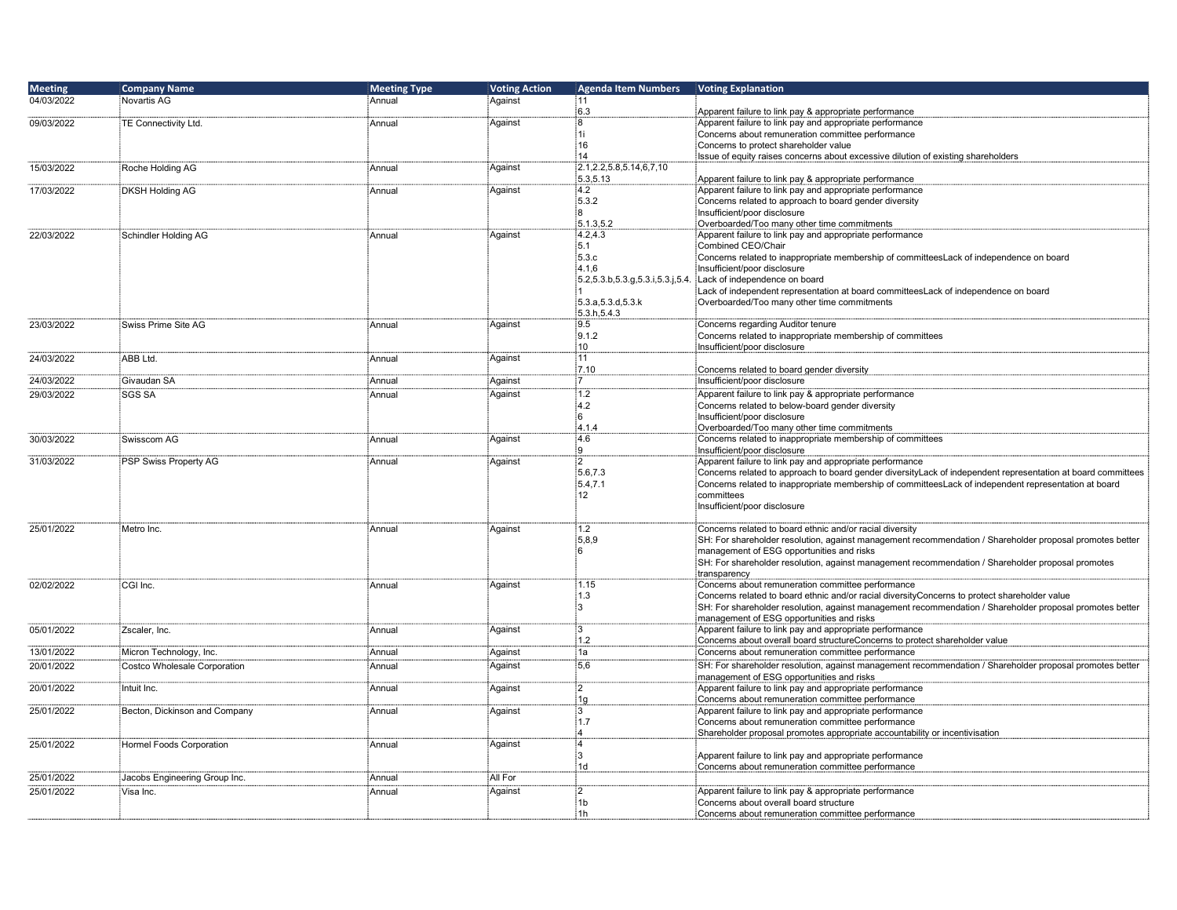| Meeting | Company Name | Meeting Type | Voting Action | Agenda Item Numbers | Voting Explanation |
|---|---|---|---|---|---|
| 04/03/2022 | Novartis AG | Annual | Against | 11<br>6.3 | <br>Apparent failure to link pay & appropriate performance |
| 09/03/2022 | TE Connectivity Ltd. | Annual | Against | 8<br>1i<br>16<br>14 | Apparent failure to link pay and appropriate performance<br>Concerns about remuneration committee performance<br>Concerns to protect shareholder value<br>Issue of equity raises concerns about excessive dilution of existing shareholders |
| 15/03/2022 | Roche Holding AG | Annual | Against | 2.1,2.2,5.8,5.14,6,7,10<br>5.3,5.13 | <br>Apparent failure to link pay & appropriate performance |
| 17/03/2022 | DKSH Holding AG | Annual | Against | 4.2<br>5.3.2<br>8<br>5.1.3,5.2 | Apparent failure to link pay and appropriate performance<br>Concerns related to approach to board gender diversity<br>Insufficient/poor disclosure<br>Overboarded/Too many other time commitments |
| 22/03/2022 | Schindler Holding AG | Annual | Against | 4.2,4.3<br>5.1<br>5.3.c<br>4.1,6<br>5.2,5.3.b,5.3.g,5.3.i,5.3.j,5.4.<br>1<br>5.3.a,5.3.d,5.3.k<br>5.3.h,5.4.3 | Apparent failure to link pay and appropriate performance<br>Combined CEO/Chair<br>Concerns related to inappropriate membership of committeesLack of independence on board<br>Insufficient/poor disclosure<br>Lack of independence on board<br>Lack of independent representation at board committeesLack of independence on board<br>Overboarded/Too many other time commitments |
| 23/03/2022 | Swiss Prime Site AG | Annual | Against | 9.5<br>9.1.2<br>10 | Concerns regarding Auditor tenure<br>Concerns related to inappropriate membership of committees<br>Insufficient/poor disclosure |
| 24/03/2022 | ABB Ltd. | Annual | Against | 11<br>7.10 | <br>Concerns related to board gender diversity |
| 24/03/2022 | Givaudan SA | Annual | Against | 7 | Insufficient/poor disclosure |
| 29/03/2022 | SGS SA | Annual | Against | 1.2<br>4.2<br>6<br>4.1.4 | Apparent failure to link pay & appropriate performance<br>Concerns related to below-board gender diversity<br>Insufficient/poor disclosure<br>Overboarded/Too many other time commitments |
| 30/03/2022 | Swisscom AG | Annual | Against | 4.6<br>9 | Concerns related to inappropriate membership of committees<br>Insufficient/poor disclosure |
| 31/03/2022 | PSP Swiss Property AG | Annual | Against | 2<br>5.6,7.3<br>5.4,7.1<br>12 | Apparent failure to link pay and appropriate performance<br>Concerns related to approach to board gender diversityLack of independent representation at board committees<br>Concerns related to inappropriate membership of committeesLack of independent representation at board committees<br>Insufficient/poor disclosure |
| 25/01/2022 | Metro Inc. | Annual | Against | 1.2<br>5,8,9<br>6 | Concerns related to board ethnic and/or racial diversity<br>SH: For shareholder resolution, against management recommendation / Shareholder proposal promotes better management of ESG opportunities and risks<br>SH: For shareholder resolution, against management recommendation / Shareholder proposal promotes transparency |
| 02/02/2022 | CGI Inc. | Annual | Against | 1.15<br>1.3<br>3 | Concerns about remuneration committee performance<br>Concerns related to board ethnic and/or racial diversityConcerns to protect shareholder value<br>SH: For shareholder resolution, against management recommendation / Shareholder proposal promotes better management of ESG opportunities and risks |
| 05/01/2022 | Zscaler, Inc. | Annual | Against | 3<br>1.2 | Apparent failure to link pay and appropriate performance<br>Concerns about overall board structureConcerns to protect shareholder value |
| 13/01/2022 | Micron Technology, Inc. | Annual | Against | 1a | Concerns about remuneration committee performance |
| 20/01/2022 | Costco Wholesale Corporation | Annual | Against | 5,6 | SH: For shareholder resolution, against management recommendation / Shareholder proposal promotes better management of ESG opportunities and risks |
| 20/01/2022 | Intuit Inc. | Annual | Against | 2<br>1g | Apparent failure to link pay and appropriate performance<br>Concerns about remuneration committee performance |
| 25/01/2022 | Becton, Dickinson and Company | Annual | Against | 3<br>1.7<br>4 | Apparent failure to link pay and appropriate performance<br>Concerns about remuneration committee performance<br>Shareholder proposal promotes appropriate accountability or incentivisation |
| 25/01/2022 | Hormel Foods Corporation | Annual | Against | 4<br>3<br>1d | <br>Apparent failure to link pay and appropriate performance<br>Concerns about remuneration committee performance |
| 25/01/2022 | Jacobs Engineering Group Inc. | Annual | All For | | |
| 25/01/2022 | Visa Inc. | Annual | Against | 2<br>1b<br>1h | Apparent failure to link pay & appropriate performance<br>Concerns about overall board structure<br>Concerns about remuneration committee performance |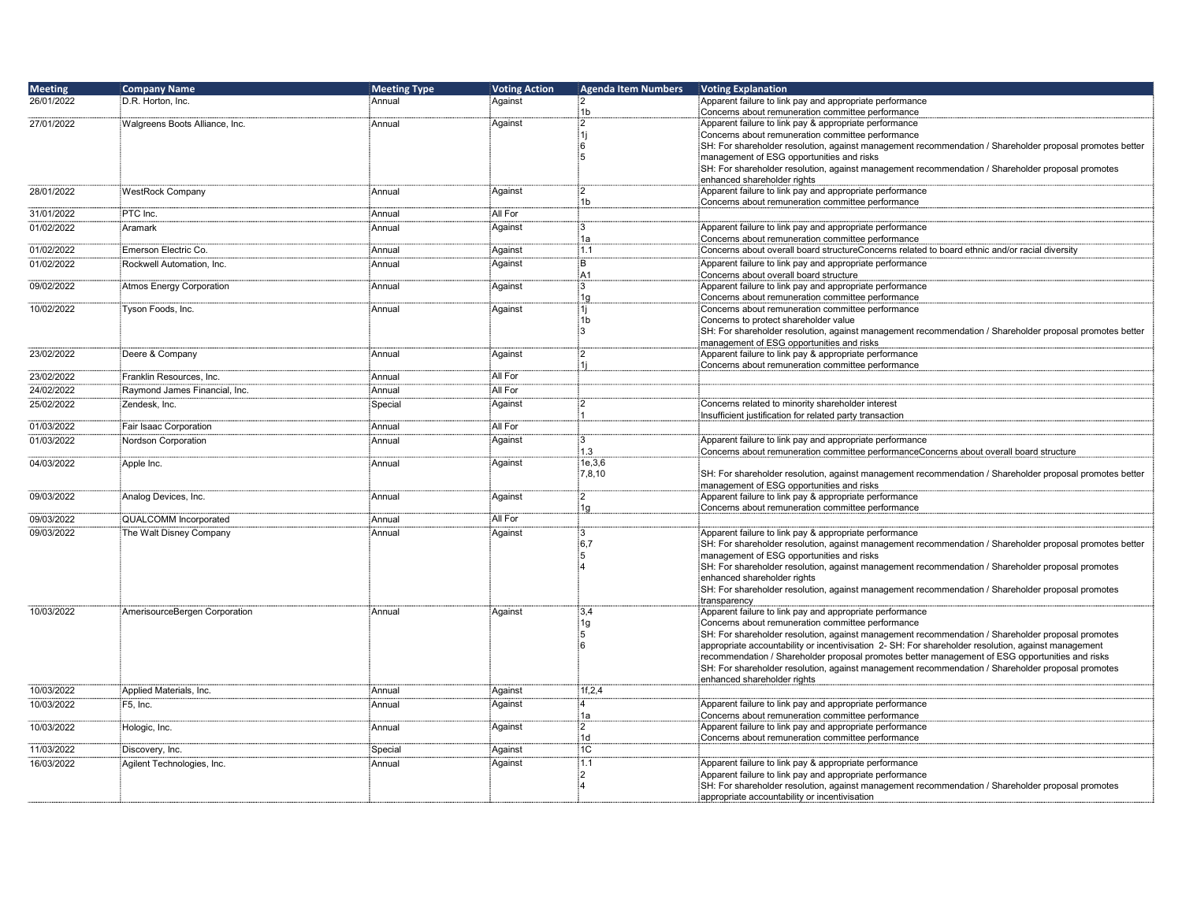| Meeting | Company Name | Meeting Type | Voting Action | Agenda Item Numbers | Voting Explanation |
|---|---|---|---|---|---|
| 26/01/2022 | D.R. Horton, Inc. | Annual | Against | 2<br>1b | Apparent failure to link pay and appropriate performance<br>Concerns about remuneration committee performance |
| 27/01/2022 | Walgreens Boots Alliance, Inc. | Annual | Against | 2<br>1j<br>6<br>5 | Apparent failure to link pay & appropriate performance<br>Concerns about remuneration committee performance<br>SH: For shareholder resolution, against management recommendation / Shareholder proposal promotes better management of ESG opportunities and risks<br>SH: For shareholder resolution, against management recommendation / Shareholder proposal promotes enhanced shareholder rights |
| 28/01/2022 | WestRock Company | Annual | Against | 2<br>1b | Apparent failure to link pay and appropriate performance<br>Concerns about remuneration committee performance |
| 31/01/2022 | PTC Inc. | Annual | All For | | |
| 01/02/2022 | Aramark | Annual | Against | 3<br>1a | Apparent failure to link pay and appropriate performance<br>Concerns about remuneration committee performance |
| 01/02/2022 | Emerson Electric Co. | Annual | Against | 1.1 | Concerns about overall board structureConcerns related to board ethnic and/or racial diversity |
| 01/02/2022 | Rockwell Automation, Inc. | Annual | Against | B<br>A1 | Apparent failure to link pay and appropriate performance<br>Concerns about overall board structure |
| 09/02/2022 | Atmos Energy Corporation | Annual | Against | 3<br>1g | Apparent failure to link pay and appropriate performance<br>Concerns about remuneration committee performance |
| 10/02/2022 | Tyson Foods, Inc. | Annual | Against | 1j<br>1b<br>3 | Concerns about remuneration committee performance<br>Concerns to protect shareholder value<br>SH: For shareholder resolution, against management recommendation / Shareholder proposal promotes better management of ESG opportunities and risks |
| 23/02/2022 | Deere & Company | Annual | Against | 2<br>1j | Apparent failure to link pay & appropriate performance<br>Concerns about remuneration committee performance |
| 23/02/2022 | Franklin Resources, Inc. | Annual | All For | | |
| 24/02/2022 | Raymond James Financial, Inc. | Annual | All For | | |
| 25/02/2022 | Zendesk, Inc. | Special | Against | 2<br>1 | Concerns related to minority shareholder interest<br>Insufficient justification for related party transaction |
| 01/03/2022 | Fair Isaac Corporation | Annual | All For | | |
| 01/03/2022 | Nordson Corporation | Annual | Against | 3<br>1.3 | Apparent failure to link pay and appropriate performance<br>Concerns about remuneration committee performanceConcerns about overall board structure |
| 04/03/2022 | Apple Inc. | Annual | Against | 1e,3,6<br>7,8,10 | SH: For shareholder resolution, against management recommendation / Shareholder proposal promotes better management of ESG opportunities and risks |
| 09/03/2022 | Analog Devices, Inc. | Annual | Against | 2<br>1g | Apparent failure to link pay & appropriate performance<br>Concerns about remuneration committee performance |
| 09/03/2022 | QUALCOMM Incorporated | Annual | All For | | |
| 09/03/2022 | The Walt Disney Company | Annual | Against | 3<br>6,7<br>5<br>4 | Apparent failure to link pay & appropriate performance<br>SH: For shareholder resolution, against management recommendation / Shareholder proposal promotes better management of ESG opportunities and risks<br>SH: For shareholder resolution, against management recommendation / Shareholder proposal promotes enhanced shareholder rights<br>SH: For shareholder resolution, against management recommendation / Shareholder proposal promotes transparency |
| 10/03/2022 | AmerisourceBergen Corporation | Annual | Against | 3,4<br>1g<br>5<br>6 | Apparent failure to link pay and appropriate performance<br>Concerns about remuneration committee performance<br>SH: For shareholder resolution, against management recommendation / Shareholder proposal promotes appropriate accountability or incentivisation 2- SH: For shareholder resolution, against management recommendation / Shareholder proposal promotes better management of ESG opportunities and risks<br>SH: For shareholder resolution, against management recommendation / Shareholder proposal promotes enhanced shareholder rights |
| 10/03/2022 | Applied Materials, Inc. | Annual | Against | 1f,2,4 | |
| 10/03/2022 | F5, Inc. | Annual | Against | 4<br>1a | Apparent failure to link pay and appropriate performance<br>Concerns about remuneration committee performance |
| 10/03/2022 | Hologic, Inc. | Annual | Against | 2<br>1d | Apparent failure to link pay and appropriate performance<br>Concerns about remuneration committee performance |
| 11/03/2022 | Discovery, Inc. | Special | Against | 1C | |
| 16/03/2022 | Agilent Technologies, Inc. | Annual | Against | 1.1<br>2<br>4 | Apparent failure to link pay & appropriate performance<br>Apparent failure to link pay and appropriate performance<br>SH: For shareholder resolution, against management recommendation / Shareholder proposal promotes appropriate accountability or incentivisation |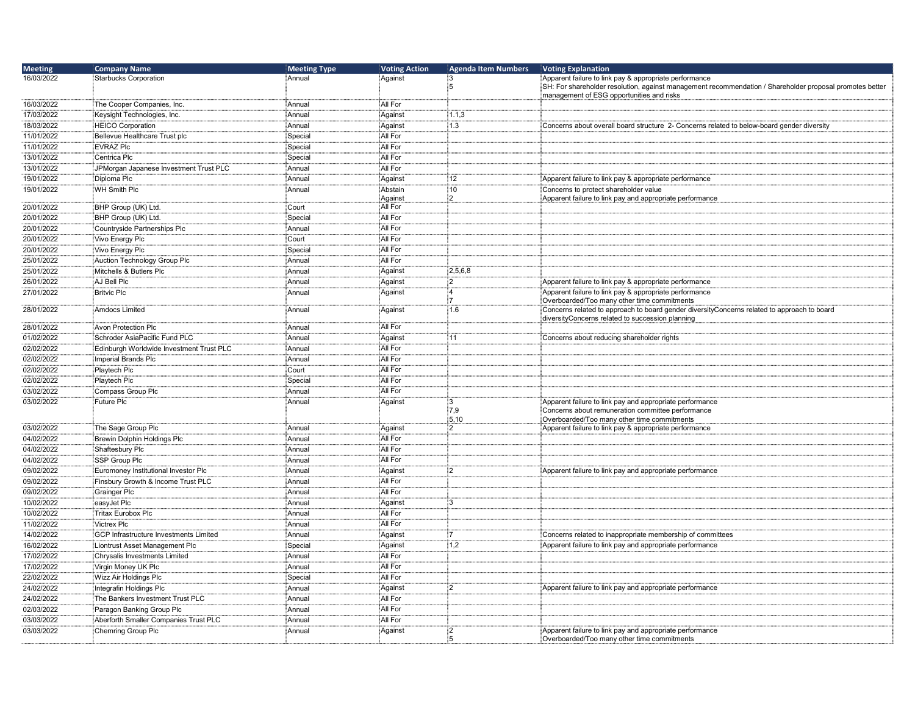| Meeting | Company Name | Meeting Type | Voting Action | Agenda Item Numbers | Voting Explanation |
|---|---|---|---|---|---|
| 16/03/2022 | Starbucks Corporation | Annual | Against | 3<br>5 | Apparent failure to link pay & appropriate performance<br>SH: For shareholder resolution, against management recommendation / Shareholder proposal promotes better management of ESG opportunities and risks |
| 16/03/2022 | The Cooper Companies, Inc. | Annual | All For | | |
| 17/03/2022 | Keysight Technologies, Inc. | Annual | Against | 1.1,3 | |
| 18/03/2022 | HEICO Corporation | Annual | Against | 1.3 | Concerns about overall board structure 2- Concerns related to below-board gender diversity |
| 11/01/2022 | Bellevue Healthcare Trust plc | Special | All For | | |
| 11/01/2022 | EVRAZ Plc | Special | All For | | |
| 13/01/2022 | Centrica Plc | Special | All For | | |
| 13/01/2022 | JPMorgan Japanese Investment Trust PLC | Annual | All For | | |
| 19/01/2022 | Diploma Plc | Annual | Against | 12 | Apparent failure to link pay & appropriate performance |
| 19/01/2022 | WH Smith Plc | Annual | Abstain<br>Against | 10<br>2 | Concerns to protect shareholder value<br>Apparent failure to link pay and appropriate performance |
| 20/01/2022 | BHP Group (UK) Ltd. | Court | All For | | |
| 20/01/2022 | BHP Group (UK) Ltd. | Special | All For | | |
| 20/01/2022 | Countryside Partnerships Plc | Annual | All For | | |
| 20/01/2022 | Vivo Energy Plc | Court | All For | | |
| 20/01/2022 | Vivo Energy Plc | Special | All For | | |
| 25/01/2022 | Auction Technology Group Plc | Annual | All For | | |
| 25/01/2022 | Mitchells & Butlers Plc | Annual | Against | 2,5,6,8 | |
| 26/01/2022 | AJ Bell Plc | Annual | Against | 2 | Apparent failure to link pay & appropriate performance |
| 27/01/2022 | Britvic Plc | Annual | Against | 4<br>7 | Apparent failure to link pay & appropriate performance<br>Overboarded/Too many other time commitments |
| 28/01/2022 | Amdocs Limited | Annual | Against | 1.6 | Concerns related to approach to board gender diversityConcerns related to approach to board diversityConcerns related to succession planning |
| 28/01/2022 | Avon Protection Plc | Annual | All For | | |
| 01/02/2022 | Schroder AsiaPacific Fund PLC | Annual | Against | 11 | Concerns about reducing shareholder rights |
| 02/02/2022 | Edinburgh Worldwide Investment Trust PLC | Annual | All For | | |
| 02/02/2022 | Imperial Brands Plc | Annual | All For | | |
| 02/02/2022 | Playtech Plc | Court | All For | | |
| 02/02/2022 | Playtech Plc | Special | All For | | |
| 03/02/2022 | Compass Group Plc | Annual | All For | | |
| 03/02/2022 | Future Plc | Annual | Against | 3<br>7,9<br>5,10 | Apparent failure to link pay and appropriate performance<br>Concerns about remuneration committee performance<br>Overboarded/Too many other time commitments |
| 03/02/2022 | The Sage Group Plc | Annual | Against | 2 | Apparent failure to link pay & appropriate performance |
| 04/02/2022 | Brewin Dolphin Holdings Plc | Annual | All For | | |
| 04/02/2022 | Shaftesbury Plc | Annual | All For | | |
| 04/02/2022 | SSP Group Plc | Annual | All For | | |
| 09/02/2022 | Euromoney Institutional Investor Plc | Annual | Against | 2 | Apparent failure to link pay and appropriate performance |
| 09/02/2022 | Finsbury Growth & Income Trust PLC | Annual | All For | | |
| 09/02/2022 | Grainger Plc | Annual | All For | | |
| 10/02/2022 | easyJet Plc | Annual | Against | 3 | |
| 10/02/2022 | Tritax Eurobox Plc | Annual | All For | | |
| 11/02/2022 | Victrex Plc | Annual | All For | | |
| 14/02/2022 | GCP Infrastructure Investments Limited | Annual | Against | 7 | Concerns related to inappropriate membership of committees |
| 16/02/2022 | Liontrust Asset Management Plc | Special | Against | 1,2 | Apparent failure to link pay and appropriate performance |
| 17/02/2022 | Chrysalis Investments Limited | Annual | All For | | |
| 17/02/2022 | Virgin Money UK Plc | Annual | All For | | |
| 22/02/2022 | Wizz Air Holdings Plc | Special | All For | | |
| 24/02/2022 | Integrafin Holdings Plc | Annual | Against | 2 | Apparent failure to link pay and appropriate performance |
| 24/02/2022 | The Bankers Investment Trust PLC | Annual | All For | | |
| 02/03/2022 | Paragon Banking Group Plc | Annual | All For | | |
| 03/03/2022 | Aberforth Smaller Companies Trust PLC | Annual | All For | | |
| 03/03/2022 | Chemring Group Plc | Annual | Against | 2<br>5 | Apparent failure to link pay and appropriate performance<br>Overboarded/Too many other time commitments |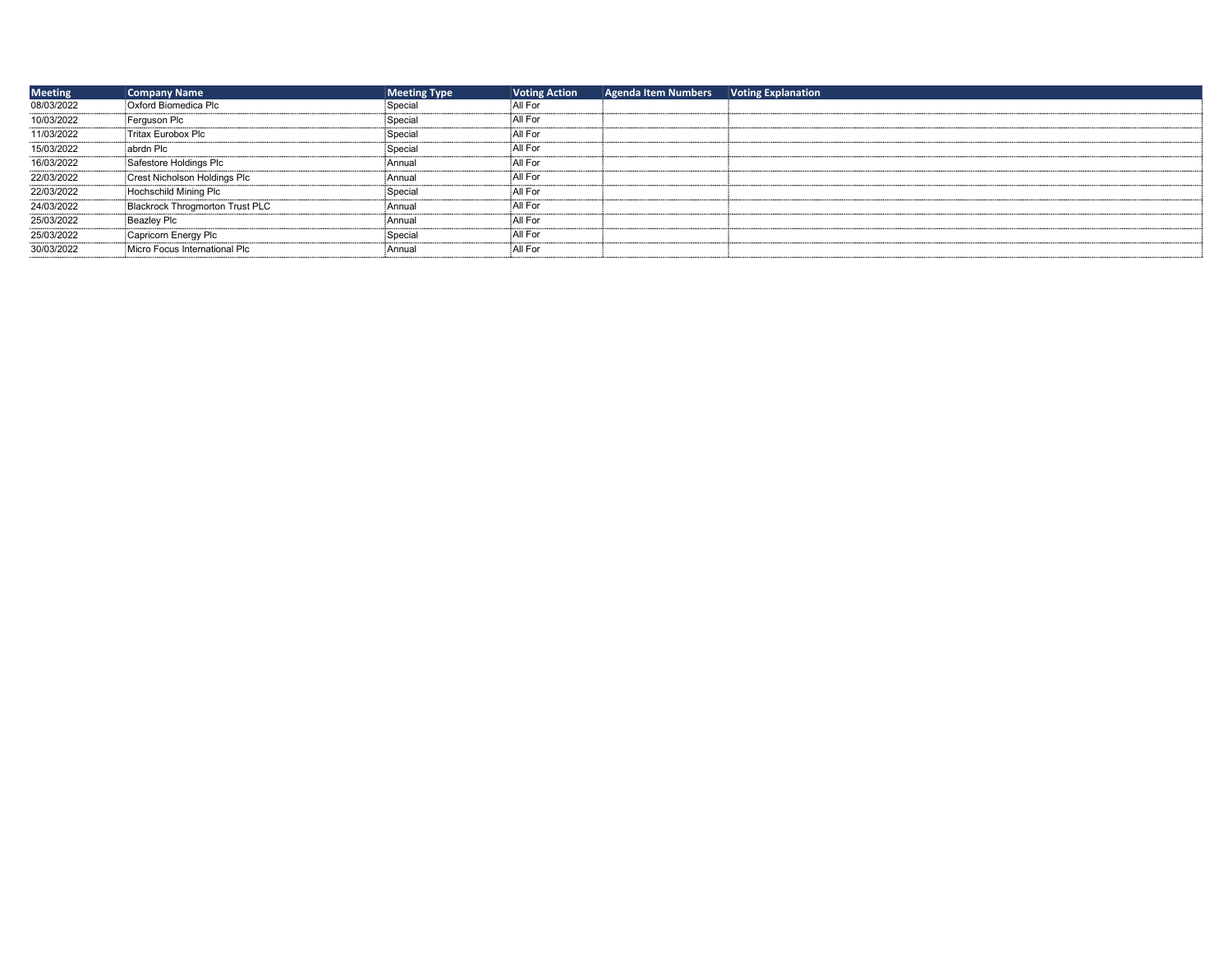| Meeting | Company Name | Meeting Type | Voting Action | Agenda Item Numbers | Voting Explanation |
|---|---|---|---|---|---|
| 08/03/2022 | Oxford Biomedica Plc | Special | All For | | |
| 10/03/2022 | Ferguson Plc | Special | All For | | |
| 11/03/2022 | Tritax Eurobox Plc | Special | All For | | |
| 15/03/2022 | abrdn Plc | Special | All For | | |
| 16/03/2022 | Safestore Holdings Plc | Annual | All For | | |
| 22/03/2022 | Crest Nicholson Holdings Plc | Annual | All For | | |
| 22/03/2022 | Hochschild Mining Plc | Special | All For | | |
| 24/03/2022 | Blackrock Throgmorton Trust PLC | Annual | All For | | |
| 25/03/2022 | Beazley Plc | Annual | All For | | |
| 25/03/2022 | Capricorn Energy Plc | Special | All For | | |
| 30/03/2022 | Micro Focus International Plc | Annual | All For | | |